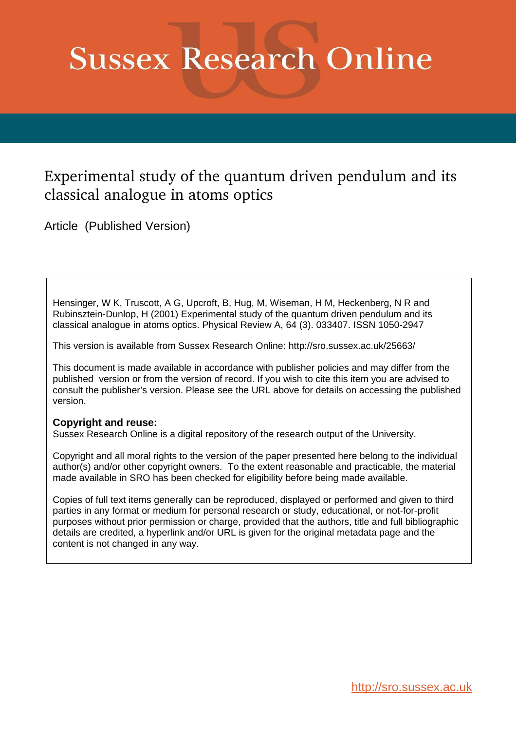# Sussex Research Online

## Experimental study of the quantum driven pendulum and its classical analogue in atoms optics

Article (Published Version)

Hensinger, W K, Truscott, A G, Upcroft, B, Hug, M, Wiseman, H M, Heckenberg, N R and Rubinsztein-Dunlop, H (2001) Experimental study of the quantum driven pendulum and its classical analogue in atoms optics. Physical Review A, 64 (3). 033407. ISSN 1050-2947

This version is available from Sussex Research Online: http://sro.sussex.ac.uk/25663/

This document is made available in accordance with publisher policies and may differ from the published version or from the version of record. If you wish to cite this item you are advised to consult the publisher's version. Please see the URL above for details on accessing the published version.

**Copyright and reuse:**
Sussex Research Online is a digital repository of the research output of the University.

Copyright and all moral rights to the version of the paper presented here belong to the individual author(s) and/or other copyright owners. To the extent reasonable and practicable, the material made available in SRO has been checked for eligibility before being made available.

Copies of full text items generally can be reproduced, displayed or performed and given to third parties in any format or medium for personal research or study, educational, or not-for-profit purposes without prior permission or charge, provided that the authors, title and full bibliographic details are credited, a hyperlink and/or URL is given for the original metadata page and the content is not changed in any way.

http://sro.sussex.ac.uk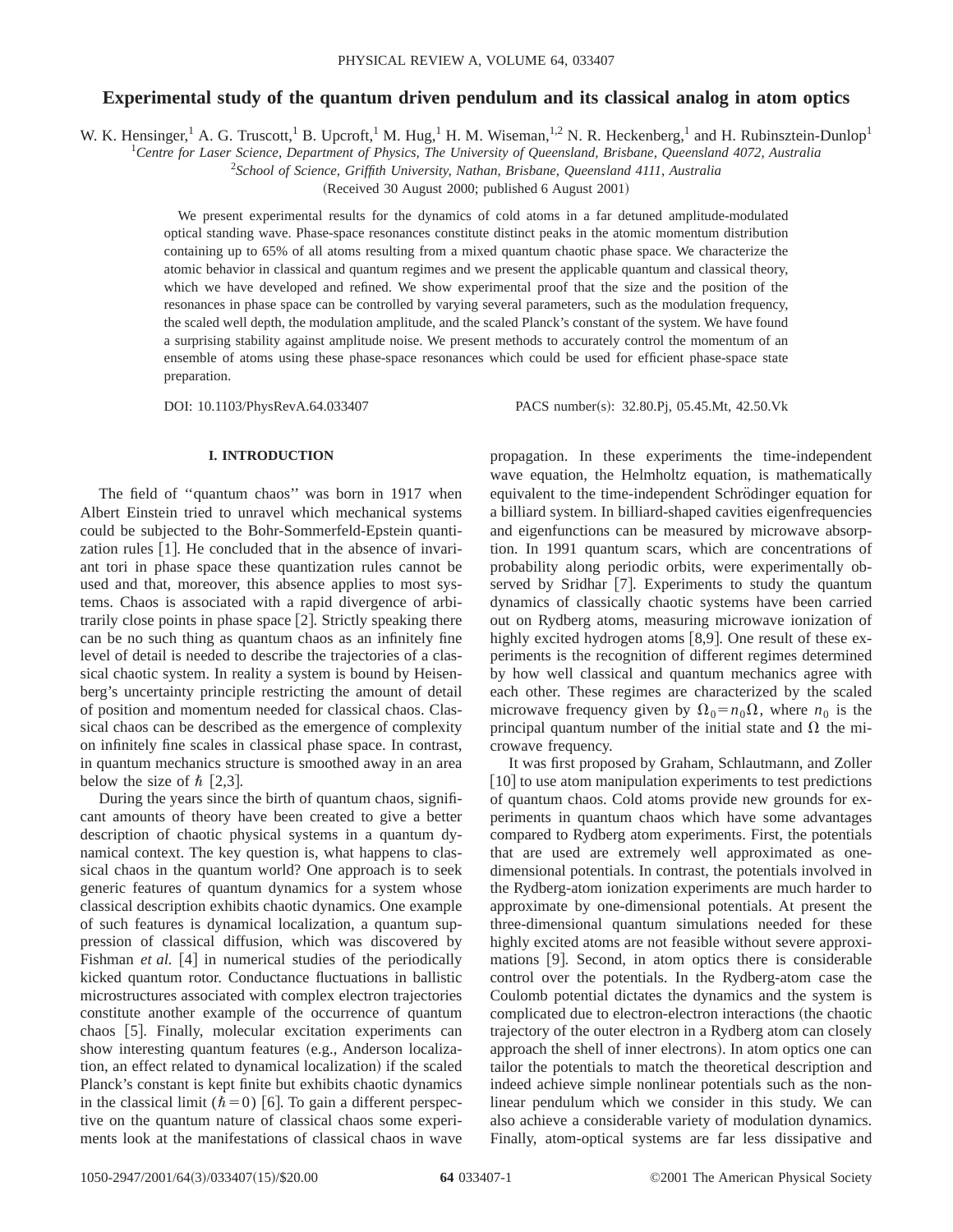# Experimental study of the quantum driven pendulum and its classical analog in atom optics

W. K. Hensinger,[1] A. G. Truscott,[1] B. Upcroft,[1] M. Hug,[1] H. M. Wiseman,[1,2] N. R. Heckenberg,[1] and H. Rubinsztein-Dunlop[1]

[1]*Centre for Laser Science, Department of Physics, The University of Queensland, Brisbane, Queensland 4072, Australia*

[2]*School of Science, Griffith University, Nathan, Brisbane, Queensland 4111, Australia*

(Received 30 August 2000; published 6 August 2001)

We present experimental results for the dynamics of cold atoms in a far detuned amplitude-modulated optical standing wave. Phase-space resonances constitute distinct peaks in the atomic momentum distribution containing up to 65% of all atoms resulting from a mixed quantum chaotic phase space. We characterize the atomic behavior in classical and quantum regimes and we present the applicable quantum and classical theory, which we have developed and refined. We show experimental proof that the size and the position of the resonances in phase space can be controlled by varying several parameters, such as the modulation frequency, the scaled well depth, the modulation amplitude, and the scaled Planck's constant of the system. We have found a surprising stability against amplitude noise. We present methods to accurately control the momentum of an ensemble of atoms using these phase-space resonances which could be used for efficient phase-space state preparation.

DOI: 10.1103/PhysRevA.64.033407 PACS number(s): 32.80.Pj, 05.45.Mt, 42.50.Vk

## I. INTRODUCTION

The field of "quantum chaos" was born in 1917 when Albert Einstein tried to unravel which mechanical systems could be subjected to the Bohr-Sommerfeld-Epstein quantization rules [1]. He concluded that in the absence of invariant tori in phase space these quantization rules cannot be used and that, moreover, this absence applies to most systems. Chaos is associated with a rapid divergence of arbitrarily close points in phase space [2]. Strictly speaking there can be no such thing as quantum chaos as an infinitely fine level of detail is needed to describe the trajectories of a classical chaotic system. In reality a system is bound by Heisenberg's uncertainty principle restricting the amount of detail of position and momentum needed for classical chaos. Classical chaos can be described as the emergence of complexity on infinitely fine scales in classical phase space. In contrast, in quantum mechanics structure is smoothed away in an area below the size of $\hbar$ [2,3].

During the years since the birth of quantum chaos, significant amounts of theory have been created to give a better description of chaotic physical systems in a quantum dynamical context. The key question is, what happens to classical chaos in the quantum world? One approach is to seek generic features of quantum dynamics for a system whose classical description exhibits chaotic dynamics. One example of such features is dynamical localization, a quantum suppression of classical diffusion, which was discovered by Fishman *et al.* [4] in numerical studies of the periodically kicked quantum rotor. Conductance fluctuations in ballistic microstructures associated with complex electron trajectories constitute another example of the occurrence of quantum chaos [5]. Finally, molecular excitation experiments can show interesting quantum features (e.g., Anderson localization, an effect related to dynamical localization) if the scaled Planck's constant is kept finite but exhibits chaotic dynamics in the classical limit ($\hbar = 0$) [6]. To gain a different perspective on the quantum nature of classical chaos some experiments look at the manifestations of classical chaos in wave propagation. In these experiments the time-independent wave equation, the Helmholtz equation, is mathematically equivalent to the time-independent Schrödinger equation for a billiard system. In billiard-shaped cavities eigenfrequencies and eigenfunctions can be measured by microwave absorption. In 1991 quantum scars, which are concentrations of probability along periodic orbits, were experimentally observed by Sridhar [7]. Experiments to study the quantum dynamics of classically chaotic systems have been carried out on Rydberg atoms, measuring microwave ionization of highly excited hydrogen atoms [8,9]. One result of these experiments is the recognition of different regimes determined by how well classical and quantum mechanics agree with each other. These regimes are characterized by the scaled microwave frequency given by $\Omega_0 = n_0 \Omega$, where $n_0$ is the principal quantum number of the initial state and $\Omega$ the microwave frequency.

It was first proposed by Graham, Schlautmann, and Zoller [10] to use atom manipulation experiments to test predictions of quantum chaos. Cold atoms provide new grounds for experiments in quantum chaos which have some advantages compared to Rydberg atom experiments. First, the potentials that are used are extremely well approximated as one-dimensional potentials. In contrast, the potentials involved in the Rydberg-atom ionization experiments are much harder to approximate by one-dimensional potentials. At present the three-dimensional quantum simulations needed for these highly excited atoms are not feasible without severe approximations [9]. Second, in atom optics there is considerable control over the potentials. In the Rydberg-atom case the Coulomb potential dictates the dynamics and the system is complicated due to electron-electron interactions (the chaotic trajectory of the outer electron in a Rydberg atom can closely approach the shell of inner electrons). In atom optics one can tailor the potentials to match the theoretical description and indeed achieve simple nonlinear potentials such as the nonlinear pendulum which we consider in this study. We can also achieve a considerable variety of modulation dynamics. Finally, atom-optical systems are far less dissipative and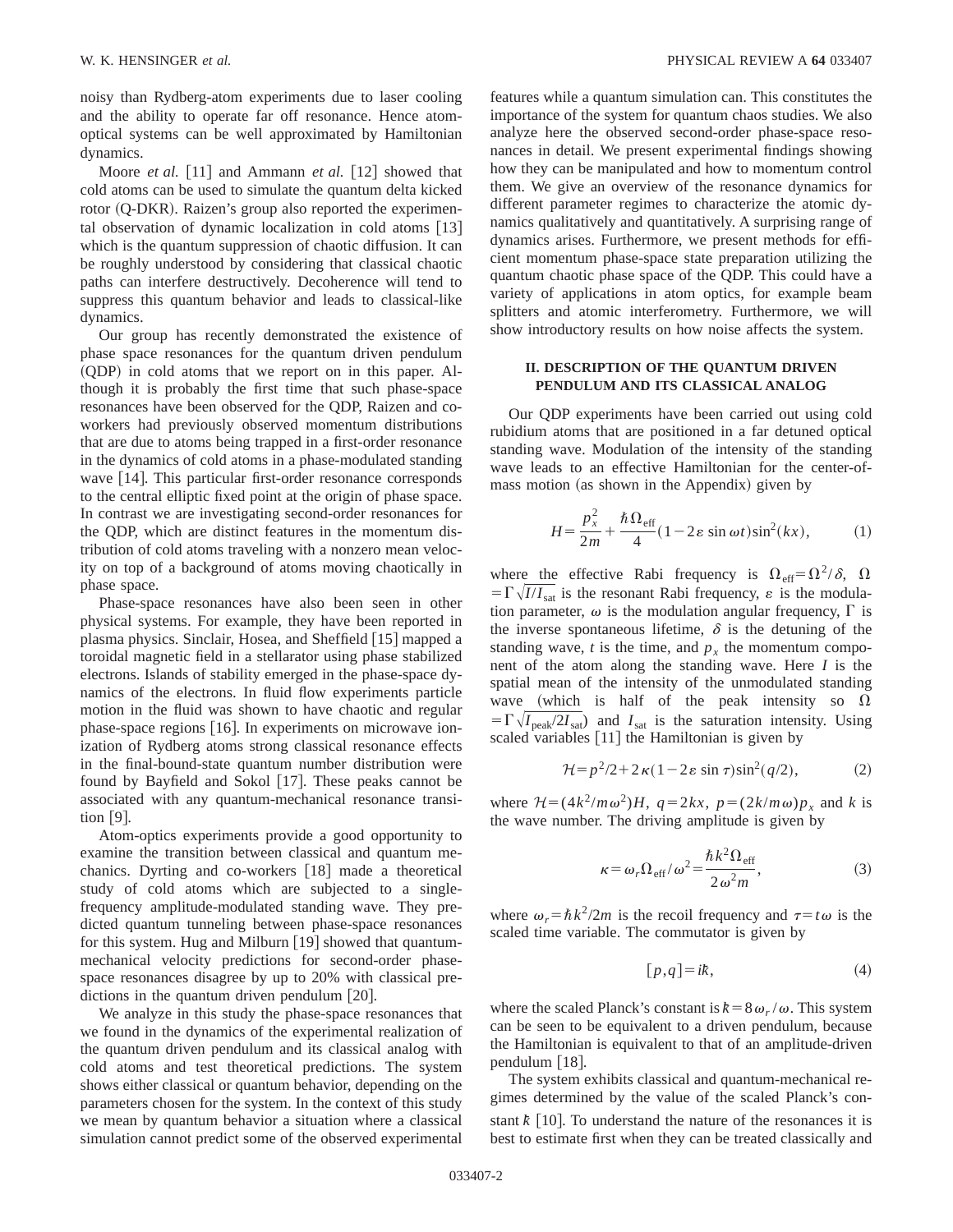noisy than Rydberg-atom experiments due to laser cooling and the ability to operate far off resonance. Hence atom-optical systems can be well approximated by Hamiltonian dynamics.

Moore *et al.* [11] and Ammann *et al.* [12] showed that cold atoms can be used to simulate the quantum delta kicked rotor (Q-DKR). Raizen's group also reported the experimental observation of dynamic localization in cold atoms [13] which is the quantum suppression of chaotic diffusion. It can be roughly understood by considering that classical chaotic paths can interfere destructively. Decoherence will tend to suppress this quantum behavior and leads to classical-like dynamics.

Our group has recently demonstrated the existence of phase space resonances for the quantum driven pendulum (QDP) in cold atoms that we report on in this paper. Although it is probably the first time that such phase-space resonances have been observed for the QDP, Raizen and co-workers had previously observed momentum distributions that are due to atoms being trapped in a first-order resonance in the dynamics of cold atoms in a phase-modulated standing wave [14]. This particular first-order resonance corresponds to the central elliptic fixed point at the origin of phase space. In contrast we are investigating second-order resonances for the QDP, which are distinct features in the momentum distribution of cold atoms traveling with a nonzero mean velocity on top of a background of atoms moving chaotically in phase space.

Phase-space resonances have also been seen in other physical systems. For example, they have been reported in plasma physics. Sinclair, Hosea, and Sheffield [15] mapped a toroidal magnetic field in a stellarator using phase stabilized electrons. Islands of stability emerged in the phase-space dynamics of the electrons. In fluid flow experiments particle motion in the fluid was shown to have chaotic and regular phase-space regions [16]. In experiments on microwave ionization of Rydberg atoms strong classical resonance effects in the final-bound-state quantum number distribution were found by Bayfield and Sokol [17]. These peaks cannot be associated with any quantum-mechanical resonance transition [9].

Atom-optics experiments provide a good opportunity to examine the transition between classical and quantum mechanics. Dyrting and co-workers [18] made a theoretical study of cold atoms which are subjected to a single-frequency amplitude-modulated standing wave. They predicted quantum tunneling between phase-space resonances for this system. Hug and Milburn [19] showed that quantum-mechanical velocity predictions for second-order phase-space resonances disagree by up to 20% with classical predictions in the quantum driven pendulum [20].

We analyze in this study the phase-space resonances that we found in the dynamics of the experimental realization of the quantum driven pendulum and its classical analog with cold atoms and test theoretical predictions. The system shows either classical or quantum behavior, depending on the parameters chosen for the system. In the context of this study we mean by quantum behavior a situation where a classical simulation cannot predict some of the observed experimental features while a quantum simulation can. This constitutes the importance of the system for quantum chaos studies. We also analyze here the observed second-order phase-space resonances in detail. We present experimental findings showing how they can be manipulated and how to momentum control them. We give an overview of the resonance dynamics for different parameter regimes to characterize the atomic dynamics qualitatively and quantitatively. A surprising range of dynamics arises. Furthermore, we present methods for efficient momentum phase-space state preparation utilizing the quantum chaotic phase space of the QDP. This could have a variety of applications in atom optics, for example beam splitters and atomic interferometry. Furthermore, we will show introductory results on how noise affects the system.

## II. DESCRIPTION OF THE QUANTUM DRIVEN PENDULUM AND ITS CLASSICAL ANALOG

Our QDP experiments have been carried out using cold rubidium atoms that are positioned in a far detuned optical standing wave. Modulation of the intensity of the standing wave leads to an effective Hamiltonian for the center-of-mass motion (as shown in the Appendix) given by

$$H=\frac{p_x^2}{2m}+\frac{\hbar\Omega_{\mathrm{eff}}}{4}(1-2\varepsilon\sin\omega t)\sin^2(kx), \tag{1}$$

where the effective Rabi frequency is $\Omega_{\mathrm{eff}}=\Omega^2/\delta$, $\Omega=\Gamma\sqrt{I/I_{\mathrm{sat}}}$ is the resonant Rabi frequency, $\varepsilon$ is the modulation parameter, $\omega$ is the modulation angular frequency, $\Gamma$ is the inverse spontaneous lifetime, $\delta$ is the detuning of the standing wave, $t$ is the time, and $p_x$ the momentum component of the atom along the standing wave. Here $I$ is the spatial mean of the intensity of the unmodulated standing wave (which is half of the peak intensity so $\Omega=\Gamma\sqrt{I_{\mathrm{peak}}/2I_{\mathrm{sat}}}$) and $I_{\mathrm{sat}}$ is the saturation intensity. Using scaled variables [11] the Hamiltonian is given by

$$\mathcal{H}=p^2/2+2\kappa(1-2\varepsilon\sin\tau)\sin^2(q/2), \tag{2}$$

where $\mathcal{H}=(4k^2/m\omega^2)H$, $q=2kx$, $p=(2k/m\omega)p_x$ and $k$ is the wave number. The driving amplitude is given by

$$\kappa=\omega_r\Omega_{\mathrm{eff}}/\omega^2=\frac{\hbar k^2\Omega_{\mathrm{eff}}}{2\omega^2 m}, \tag{3}$$

where $\omega_r=\hbar k^2/2m$ is the recoil frequency and $\tau=t\omega$ is the scaled time variable. The commutator is given by

$$[p,q]=i\bar{k}, \tag{4}$$

where the scaled Planck's constant is $\bar{k}=8\omega_r/\omega$. This system can be seen to be equivalent to a driven pendulum, because the Hamiltonian is equivalent to that of an amplitude-driven pendulum [18].

The system exhibits classical and quantum-mechanical regimes determined by the value of the scaled Planck's constant $\bar{k}$ [10]. To understand the nature of the resonances it is best to estimate first when they can be treated classically and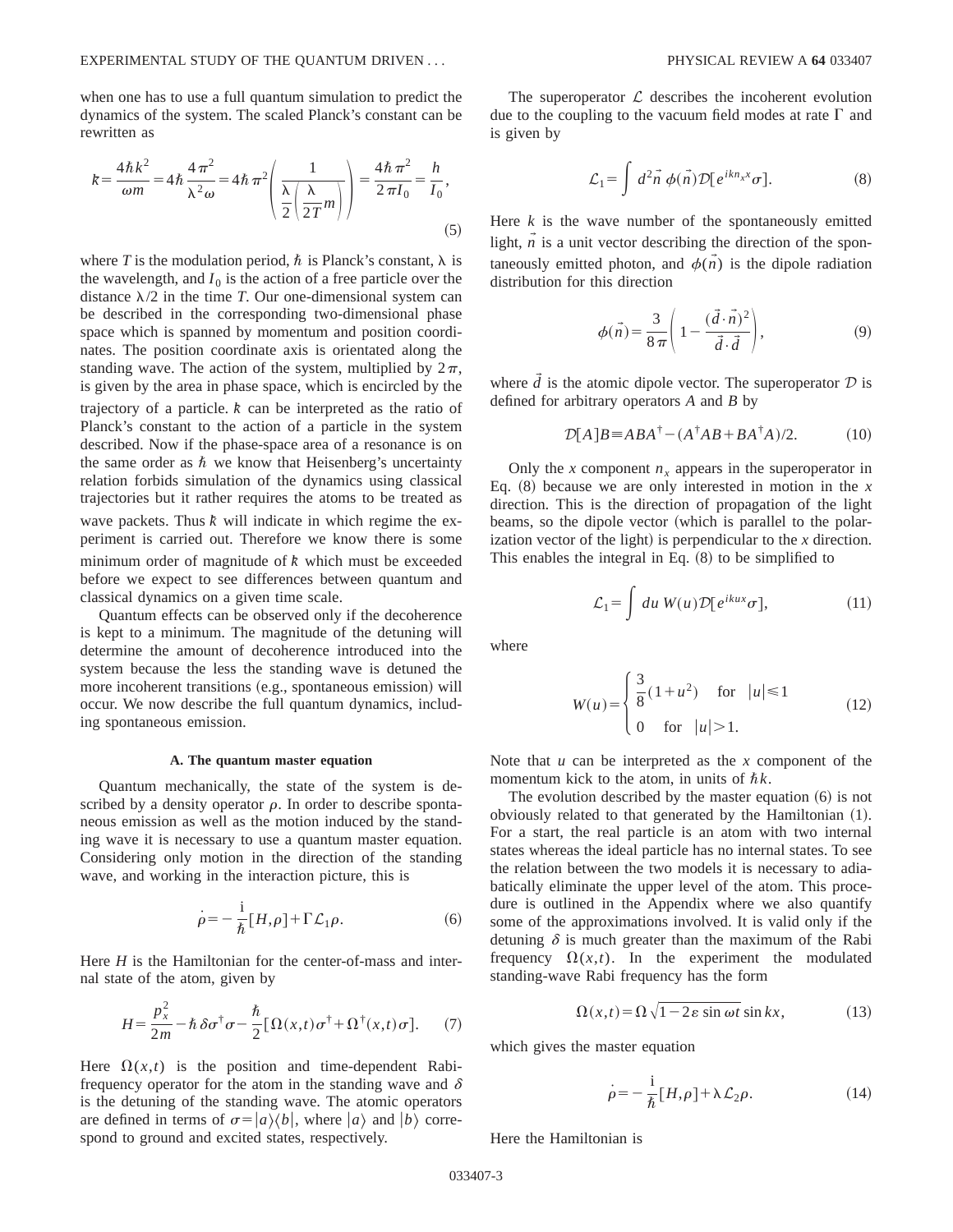when one has to use a full quantum simulation to predict the dynamics of the system. The scaled Planck's constant can be rewritten as

$$k\!\!\!{}^{-}=\frac{4\hbar k^2}{\omega m}=4\hbar\frac{4\pi^2}{\lambda^2\omega}=4\hbar\pi^2\left(\frac{1}{\frac{\lambda}{2}\left(\frac{\lambda}{2T}m\right)}\right)=\frac{4\hbar\pi^2}{2\pi I_0}=\frac{h}{I_0}, \tag{5}$$

where $T$ is the modulation period, $\hbar$ is Planck's constant, $\lambda$ is the wavelength, and $I_0$ is the action of a free particle over the distance $\lambda/2$ in the time $T$. Our one-dimensional system can be described in the corresponding two-dimensional phase space which is spanned by momentum and position coordinates. The position coordinate axis is orientated along the standing wave. The action of the system, multiplied by $2\pi$, is given by the area in phase space, which is encircled by the trajectory of a particle. $k\!\!\!{}^{-}$ can be interpreted as the ratio of Planck's constant to the action of a particle in the system described. Now if the phase-space area of a resonance is on the same order as $\hbar$ we know that Heisenberg's uncertainty relation forbids simulation of the dynamics using classical trajectories but it rather requires the atoms to be treated as wave packets. Thus $k\!\!\!{}^{-}$ will indicate in which regime the experiment is carried out. Therefore we know there is some minimum order of magnitude of $k\!\!\!{}^{-}$ which must be exceeded before we expect to see differences between quantum and classical dynamics on a given time scale.

Quantum effects can be observed only if the decoherence is kept to a minimum. The magnitude of the detuning will determine the amount of decoherence introduced into the system because the less the standing wave is detuned the more incoherent transitions (e.g., spontaneous emission) will occur. We now describe the full quantum dynamics, including spontaneous emission.

### A. The quantum master equation

Quantum mechanically, the state of the system is described by a density operator $\rho$. In order to describe spontaneous emission as well as the motion induced by the standing wave it is necessary to use a quantum master equation. Considering only motion in the direction of the standing wave, and working in the interaction picture, this is

$$\dot{\rho}=-\frac{\mathrm{i}}{\hbar}[H,\rho]+\Gamma\mathcal{L}_1\rho. \tag{6}$$

Here $H$ is the Hamiltonian for the center-of-mass and internal state of the atom, given by

$$H=\frac{p_x^2}{2m}-\hbar\delta\sigma^\dagger\sigma-\frac{\hbar}{2}[\Omega(x,t)\sigma^\dagger+\Omega^\dagger(x,t)\sigma]. \tag{7}$$

Here $\Omega(x,t)$ is the position and time-dependent Rabi-frequency operator for the atom in the standing wave and $\delta$ is the detuning of the standing wave. The atomic operators are defined in terms of $\sigma=|a\rangle\langle b|$, where $|a\rangle$ and $|b\rangle$ correspond to ground and excited states, respectively.

The superoperator $\mathcal{L}$ describes the incoherent evolution due to the coupling to the vacuum field modes at rate $\Gamma$ and is given by

$$\mathcal{L}_1=\int d^2\vec{n}\;\phi(\vec{n})\mathcal{D}[e^{ikn_x x}\sigma]. \tag{8}$$

Here $k$ is the wave number of the spontaneously emitted light, $\vec{n}$ is a unit vector describing the direction of the spontaneously emitted photon, and $\phi(\vec{n})$ is the dipole radiation distribution for this direction

$$\phi(\vec{n})=\frac{3}{8\pi}\left(1-\frac{(\vec{d}\cdot\vec{n})^2}{\vec{d}\cdot\vec{d}}\right), \tag{9}$$

where $\vec{d}$ is the atomic dipole vector. The superoperator $\mathcal{D}$ is defined for arbitrary operators $A$ and $B$ by

$$\mathcal{D}[A]B\equiv ABA^\dagger-(A^\dagger AB+BA^\dagger A)/2. \tag{10}$$

Only the $x$ component $n_x$ appears in the superoperator in Eq. (8) because we are only interested in motion in the $x$ direction. This is the direction of propagation of the light beams, so the dipole vector (which is parallel to the polarization vector of the light) is perpendicular to the $x$ direction. This enables the integral in Eq. (8) to be simplified to

$$\mathcal{L}_1=\int du\;W(u)\mathcal{D}[e^{ikux}\sigma], \tag{11}$$

where

$$W(u)=\begin{cases}\frac{3}{8}(1+u^2) & \text{for}\quad |u|\leq 1\\ 0 & \text{for}\quad |u|>1.\end{cases} \tag{12}$$

Note that $u$ can be interpreted as the $x$ component of the momentum kick to the atom, in units of $\hbar k$.

The evolution described by the master equation (6) is not obviously related to that generated by the Hamiltonian (1). For a start, the real particle is an atom with two internal states whereas the ideal particle has no internal states. To see the relation between the two models it is necessary to adiabatically eliminate the upper level of the atom. This procedure is outlined in the Appendix where we also quantify some of the approximations involved. It is valid only if the detuning $\delta$ is much greater than the maximum of the Rabi frequency $\Omega(x,t)$. In the experiment the modulated standing-wave Rabi frequency has the form

$$\Omega(x,t)=\Omega\sqrt{1-2\varepsilon\sin\omega t}\sin kx, \tag{13}$$

which gives the master equation

$$\dot{\rho}=-\frac{\mathrm{i}}{\hbar}[H,\rho]+\lambda\mathcal{L}_2\rho. \tag{14}$$

Here the Hamiltonian is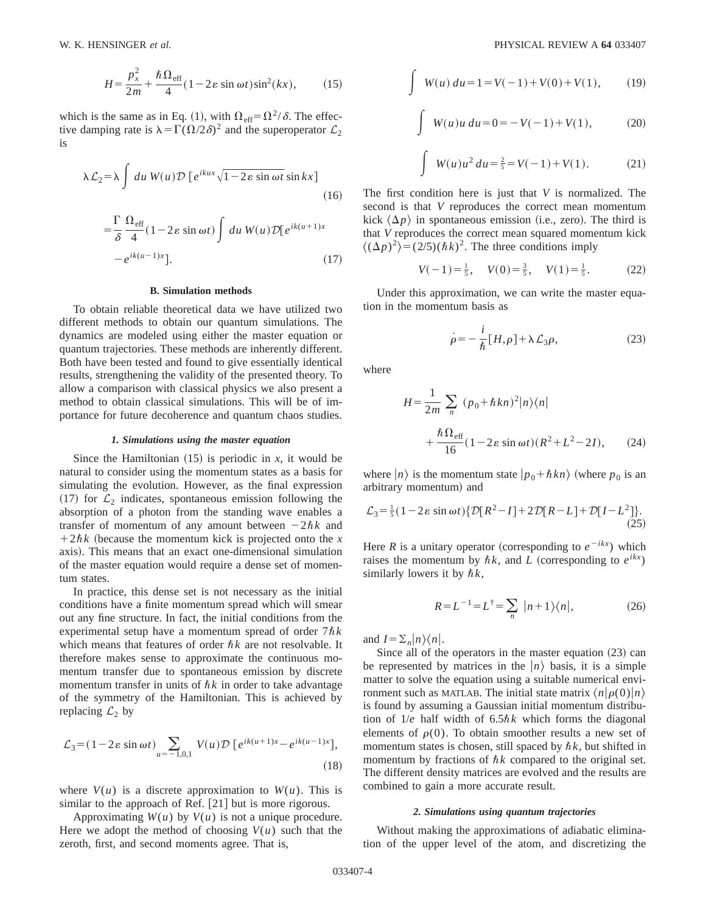$$H=\frac{p_x^2}{2m}+\frac{\hbar\Omega_{\rm eff}}{4}(1-2\varepsilon\sin\omega t)\sin^2(kx), \tag{15}$$

which is the same as in Eq. (1), with $\Omega_{\rm eff}=\Omega^2/\delta$. The effective damping rate is $\lambda=\Gamma(\Omega/2\delta)^2$ and the superoperator $\mathcal{L}_2$ is

$$\lambda\mathcal{L}_2=\lambda\int du\, W(u)\mathcal{D}\left[e^{ikux}\sqrt{1-2\varepsilon\sin\omega t}\sin kx\right] \tag{16}$$

$$=\frac{\Gamma}{\delta}\frac{\Omega_{\rm eff}}{4}(1-2\varepsilon\sin\omega t)\int du\, W(u)\mathcal{D}[e^{ik(u+1)x}-e^{ik(u-1)x}]. \tag{17}$$

### B. Simulation methods

To obtain reliable theoretical data we have utilized two different methods to obtain our quantum simulations. The dynamics are modeled using either the master equation or quantum trajectories. These methods are inherently different. Both have been tested and found to give essentially identical results, strengthening the validity of the presented theory. To allow a comparison with classical physics we also present a method to obtain classical simulations. This will be of importance for future decoherence and quantum chaos studies.

#### *1. Simulations using the master equation*

Since the Hamiltonian (15) is periodic in $x$, it would be natural to consider using the momentum states as a basis for simulating the evolution. However, as the final expression (17) for $\mathcal{L}_2$ indicates, spontaneous emission following the absorption of a photon from the standing wave enables a transfer of momentum of any amount between $-2\hbar k$ and $+2\hbar k$ (because the momentum kick is projected onto the $x$ axis). This means that an exact one-dimensional simulation of the master equation would require a dense set of momentum states.

In practice, this dense set is not necessary as the initial conditions have a finite momentum spread which will smear out any fine structure. In fact, the initial conditions from the experimental setup have a momentum spread of order $7\hbar k$ which means that features of order $\hbar k$ are not resolvable. It therefore makes sense to approximate the continuous momentum transfer due to spontaneous emission by discrete momentum transfer in units of $\hbar k$ in order to take advantage of the symmetry of the Hamiltonian. This is achieved by replacing $\mathcal{L}_2$ by

$$\mathcal{L}_3=(1-2\varepsilon\sin\omega t)\sum_{u=-1,0,1}V(u)\mathcal{D}\left[e^{ik(u+1)x}-e^{ik(u-1)x}\right], \tag{18}$$

where $V(u)$ is a discrete approximation to $W(u)$. This is similar to the approach of Ref. [21] but is more rigorous.

Approximating $W(u)$ by $V(u)$ is not a unique procedure. Here we adopt the method of choosing $V(u)$ such that the zeroth, first, and second moments agree. That is,

$$\int W(u)\,du=1=V(-1)+V(0)+V(1), \tag{19}$$

$$\int W(u)u\,du=0=-V(-1)+V(1), \tag{20}$$

$$\int W(u)u^2\,du=\tfrac{2}{5}=V(-1)+V(1). \tag{21}$$

The first condition here is just that $V$ is normalized. The second is that $V$ reproduces the correct mean momentum kick $\langle\Delta p\rangle$ in spontaneous emission (i.e., zero). The third is that $V$ reproduces the correct mean squared momentum kick $\langle(\Delta p)^2\rangle=(2/5)(\hbar k)^2$. The three conditions imply

$$V(-1)=\tfrac{1}{5},\quad V(0)=\tfrac{3}{5},\quad V(1)=\tfrac{1}{5}. \tag{22}$$

Under this approximation, we can write the master equation in the momentum basis as

$$\dot\rho=-\frac{i}{\hbar}[H,\rho]+\lambda\mathcal{L}_3\rho, \tag{23}$$

where

$$H=\frac{1}{2m}\sum_n (p_0+\hbar kn)^2|n\rangle\langle n| +\frac{\hbar\Omega_{\rm eff}}{16}(1-2\varepsilon\sin\omega t)(R^2+L^2-2I), \tag{24}$$

where $|n\rangle$ is the momentum state $|p_0+\hbar kn\rangle$ (where $p_0$ is an arbitrary momentum) and

$$\mathcal{L}_3=\tfrac{1}{5}(1-2\varepsilon\sin\omega t)\{\mathcal{D}[R^2-I]+2\mathcal{D}[R-L]+\mathcal{D}[I-L^2]\}. \tag{25}$$

Here $R$ is a unitary operator (corresponding to $e^{-ikx}$) which raises the momentum by $\hbar k$, and $L$ (corresponding to $e^{ikx}$) similarly lowers it by $\hbar k$,

$$R=L^{-1}=L^\dagger=\sum_n |n+1\rangle\langle n|, \tag{26}$$

and $I=\Sigma_n|n\rangle\langle n|$.

Since all of the operators in the master equation (23) can be represented by matrices in the $|n\rangle$ basis, it is a simple matter to solve the equation using a suitable numerical environment such as MATLAB. The initial state matrix $\langle n|\rho(0)|n\rangle$ is found by assuming a Gaussian initial momentum distribution of $1/e$ half width of $6.5\hbar k$ which forms the diagonal elements of $\rho(0)$. To obtain smoother results a new set of momentum states is chosen, still spaced by $\hbar k$, but shifted in momentum by fractions of $\hbar k$ compared to the original set. The different density matrices are evolved and the results are combined to gain a more accurate result.

#### *2. Simulations using quantum trajectories*

Without making the approximations of adiabatic elimination of the upper level of the atom, and discretizing the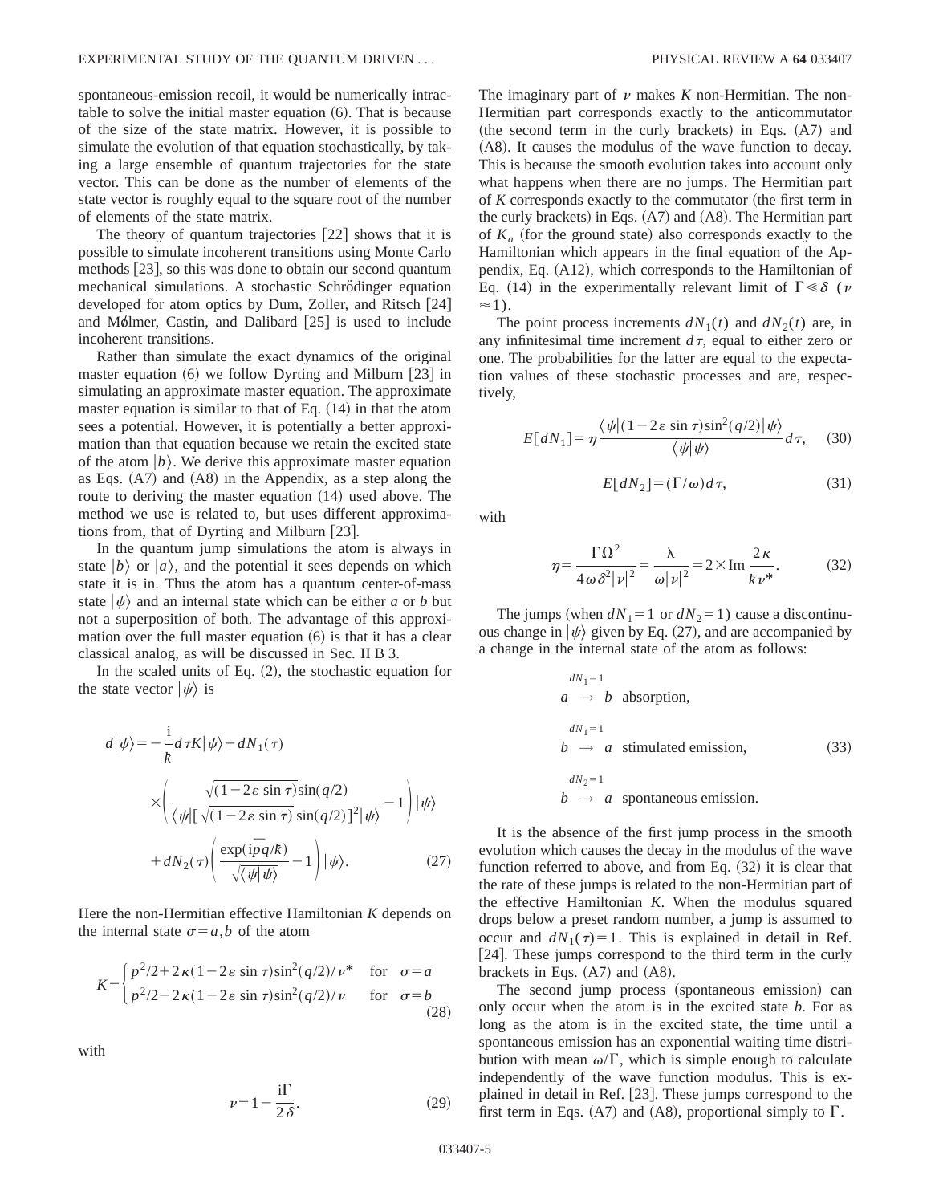spontaneous-emission recoil, it would be numerically intractable to solve the initial master equation (6). That is because of the size of the state matrix. However, it is possible to simulate the evolution of that equation stochastically, by taking a large ensemble of quantum trajectories for the state vector. This can be done as the number of elements of the state vector is roughly equal to the square root of the number of elements of the state matrix.

The theory of quantum trajectories [22] shows that it is possible to simulate incoherent transitions using Monte Carlo methods [23], so this was done to obtain our second quantum mechanical simulations. A stochastic Schrödinger equation developed for atom optics by Dum, Zoller, and Ritsch [24] and Mølmer, Castin, and Dalibard [25] is used to include incoherent transitions.

Rather than simulate the exact dynamics of the original master equation (6) we follow Dyrting and Milburn [23] in simulating an approximate master equation. The approximate master equation is similar to that of Eq. (14) in that the atom sees a potential. However, it is potentially a better approximation than that equation because we retain the excited state of the atom $|b\rangle$. We derive this approximate master equation as Eqs. (A7) and (A8) in the Appendix, as a step along the route to deriving the master equation (14) used above. The method we use is related to, but uses different approximations from, that of Dyrting and Milburn [23].

In the quantum jump simulations the atom is always in state $|b\rangle$ or $|a\rangle$, and the potential it sees depends on which state it is in. Thus the atom has a quantum center-of-mass state $|\psi\rangle$ and an internal state which can be either $a$ or $b$ but not a superposition of both. The advantage of this approximation over the full master equation (6) is that it has a clear classical analog, as will be discussed in Sec. II B 3.

In the scaled units of Eq. (2), the stochastic equation for the state vector $|\psi\rangle$ is

$$
\begin{aligned}
d|\psi\rangle = & -\frac{\mathrm{i}}{\bar{k}} d\tau K|\psi\rangle + dN_1(\tau) \\
& \times \left( \frac{\sqrt{(1-2\varepsilon \sin \tau)}\sin(q/2)}{\langle \psi | [\sqrt{(1-2\varepsilon \sin\tau)}\sin(q/2)]^2|\psi\rangle} - 1 \right)|\psi\rangle \\
& + dN_2(\tau)\left( \frac{\exp(\mathrm{i}\bar{p}q/\bar{k})}{\sqrt{\langle\psi|\psi\rangle}} - 1 \right)|\psi\rangle. \qquad (27)
\end{aligned}
$$

Here the non-Hermitian effective Hamiltonian $K$ depends on the internal state $\sigma = a,b$ of the atom

$$
K = \begin{cases} p^2/2 + 2\kappa(1-2\varepsilon \sin\tau)\sin^2(q/2)/\nu^* & \text{for} \quad \sigma = a \\ p^2/2 - 2\kappa(1-2\varepsilon\sin\tau)\sin^2(q/2)/\nu & \text{for} \quad \sigma = b \end{cases} \qquad (28)
$$

with

$$
\nu = 1 - \frac{\mathrm{i}\Gamma}{2\delta}. \qquad (29)
$$

The imaginary part of $\nu$ makes $K$ non-Hermitian. The non-Hermitian part corresponds exactly to the anticommutator (the second term in the curly brackets) in Eqs. (A7) and (A8). It causes the modulus of the wave function to decay. This is because the smooth evolution takes into account only what happens when there are no jumps. The Hermitian part of $K$ corresponds exactly to the commutator (the first term in the curly brackets) in Eqs. (A7) and (A8). The Hermitian part of $K_a$ (for the ground state) also corresponds exactly to the Hamiltonian which appears in the final equation of the Appendix, Eq. (A12), which corresponds to the Hamiltonian of Eq. (14) in the experimentally relevant limit of $\Gamma \ll \delta$ ($\nu \approx 1$).

The point process increments $dN_1(t)$ and $dN_2(t)$ are, in any infinitesimal time increment $d\tau$, equal to either zero or one. The probabilities for the latter are equal to the expectation values of these stochastic processes and are, respectively,

$$
E[dN_1] = \eta \frac{\langle\psi|(1-2\varepsilon\sin\tau)\sin^2(q/2)|\psi\rangle}{\langle\psi|\psi\rangle} d\tau, \qquad (30)
$$

$$
E[dN_2] = (\Gamma/\omega)d\tau, \qquad (31)
$$

with

$$
\eta = \frac{\Gamma\Omega^2}{4\omega\delta^2|\nu|^2} = \frac{\lambda}{\omega|\nu|^2} = 2\times \mathrm{Im}\,\frac{2\kappa}{\bar{k}\nu^*}. \qquad (32)
$$

The jumps (when $dN_1 = 1$ or $dN_2 = 1$) cause a discontinuous change in $|\psi\rangle$ given by Eq. (27), and are accompanied by a change in the internal state of the atom as follows:

$$
\begin{aligned}
& a \overset{dN_1=1}{\rightarrow} b \quad \text{absorption}, \\
& b \overset{dN_1=1}{\rightarrow} a \quad \text{stimulated emission}, \qquad (33) \\
& b \overset{dN_2=1}{\rightarrow} a \quad \text{spontaneous emission}.
\end{aligned}
$$

It is the absence of the first jump process in the smooth evolution which causes the decay in the modulus of the wave function referred to above, and from Eq. (32) it is clear that the rate of these jumps is related to the non-Hermitian part of the effective Hamiltonian $K$. When the modulus squared drops below a preset random number, a jump is assumed to occur and $dN_1(\tau) = 1$. This is explained in detail in Ref. [24]. These jumps correspond to the third term in the curly brackets in Eqs. (A7) and (A8).

The second jump process (spontaneous emission) can only occur when the atom is in the excited state $b$. For as long as the atom is in the excited state, the time until a spontaneous emission has an exponential waiting time distribution with mean $\omega/\Gamma$, which is simple enough to calculate independently of the wave function modulus. This is explained in detail in Ref. [23]. These jumps correspond to the first term in Eqs. (A7) and (A8), proportional simply to $\Gamma$.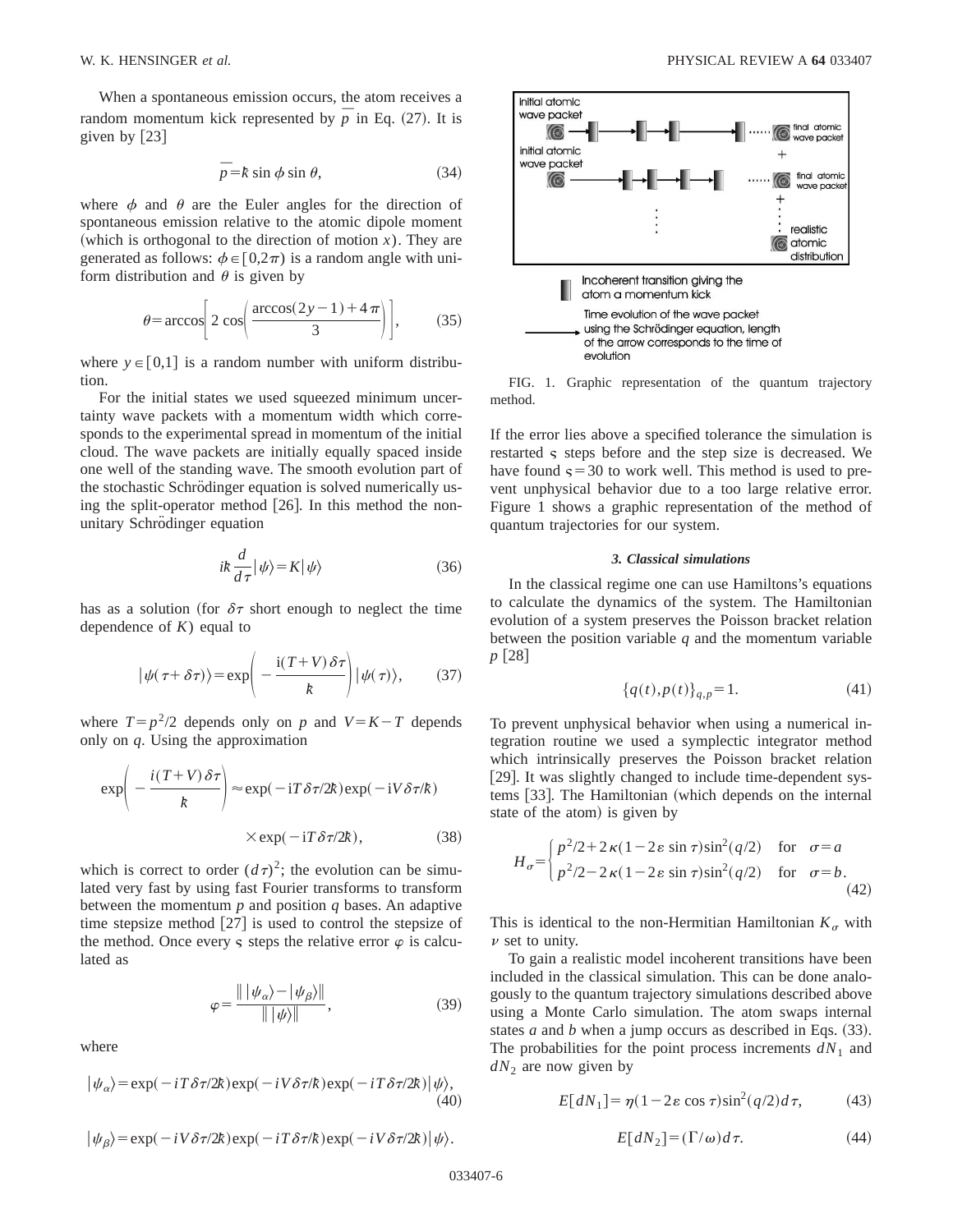When a spontaneous emission occurs, the atom receives a random momentum kick represented by $\bar{p}$ in Eq. (27). It is given by [23]

$$\bar{p} = k\!\!\!{}^{-} \sin\phi \sin\theta, \tag{34}$$

where $\phi$ and $\theta$ are the Euler angles for the direction of spontaneous emission relative to the atomic dipole moment (which is orthogonal to the direction of motion $x$). They are generated as follows: $\phi \in [0,2\pi)$ is a random angle with uniform distribution and $\theta$ is given by

$$\theta = \arccos\left[2\cos\left(\frac{\arccos(2y-1)+4\pi}{3}\right)\right], \tag{35}$$

where $y \in [0,1]$ is a random number with uniform distribution.

For the initial states we used squeezed minimum uncertainty wave packets with a momentum width which corresponds to the experimental spread in momentum of the initial cloud. The wave packets are initially equally spaced inside one well of the standing wave. The smooth evolution part of the stochastic Schrödinger equation is solved numerically using the split-operator method [26]. In this method the nonunitary Schrödinger equation

$$i k\!\!\!{}^{-} \frac{d}{d\tau}|\psi\rangle = K|\psi\rangle \tag{36}$$

has as a solution (for $\delta\tau$ short enough to neglect the time dependence of $K$) equal to

$$|\psi(\tau+\delta\tau)\rangle = \exp\left(-\frac{\mathrm{i}(T+V)\delta\tau}{k\!\!\!{}^{-}}\right)|\psi(\tau)\rangle, \tag{37}$$

where $T=p^2/2$ depends only on $p$ and $V=K-T$ depends only on $q$. Using the approximation

$$\exp\left(-\frac{i(T+V)\delta\tau}{k\!\!\!{}^{-}}\right) \approx \exp(-\mathrm{i}T\delta\tau/2k\!\!\!{}^{-})\exp(-\mathrm{i}V\delta\tau/k\!\!\!{}^{-}) \times \exp(-\mathrm{i}T\delta\tau/2k\!\!\!{}^{-}), \tag{38}$$

which is correct to order $(d\tau)^2$; the evolution can be simulated very fast by using fast Fourier transforms to transform between the momentum $p$ and position $q$ bases. An adaptive time stepsize method [27] is used to control the stepsize of the method. Once every $\varsigma$ steps the relative error $\varphi$ is calculated as

$$\varphi = \frac{\| |\psi_\alpha\rangle - |\psi_\beta\rangle \|}{\| |\psi\rangle \|}, \tag{39}$$

where

$$|\psi_\alpha\rangle = \exp(-iT\delta\tau/2k\!\!\!{}^{-})\exp(-iV\delta\tau/k\!\!\!{}^{-})\exp(-iT\delta\tau/2k\!\!\!{}^{-})|\psi\rangle, \tag{40}$$

$$|\psi_\beta\rangle = \exp(-iV\delta\tau/2k\!\!\!{}^{-})\exp(-iT\delta\tau/k\!\!\!{}^{-})\exp(-iV\delta\tau/2k\!\!\!{}^{-})|\psi\rangle.$$

If the error lies above a specified tolerance the simulation is restarted $\varsigma$ steps before and the step size is decreased. We have found $\varsigma=30$ to work well. This method is used to prevent unphysical behavior due to a too large relative error. Figure 1 shows a graphic representation of the method of quantum trajectories for our system.

FIG. 1. Graphic representation of the quantum trajectory method.

### 3. Classical simulations

In the classical regime one can use Hamiltons's equations to calculate the dynamics of the system. The Hamiltonian evolution of a system preserves the Poisson bracket relation between the position variable $q$ and the momentum variable $p$ [28]

$$\{q(t),p(t)\}_{q,p} = 1. \tag{41}$$

To prevent unphysical behavior when using a numerical integration routine we used a symplectic integrator method which intrinsically preserves the Poisson bracket relation [29]. It was slightly changed to include time-dependent systems [33]. The Hamiltonian (which depends on the internal state of the atom) is given by

$$H_\sigma = \begin{cases} p^2/2 + 2\kappa(1-2\varepsilon\sin\tau)\sin^2(q/2) & \text{for} \quad \sigma=a \\ p^2/2 - 2\kappa(1-2\varepsilon\sin\tau)\sin^2(q/2) & \text{for} \quad \sigma=b. \end{cases} \tag{42}$$

This is identical to the non-Hermitian Hamiltonian $K_\sigma$ with $\nu$ set to unity.

To gain a realistic model incoherent transitions have been included in the classical simulation. This can be done analogously to the quantum trajectory simulations described above using a Monte Carlo simulation. The atom swaps internal states $a$ and $b$ when a jump occurs as described in Eqs. (33). The probabilities for the point process increments $dN_1$ and $dN_2$ are now given by

$$E[dN_1] = \eta(1-2\varepsilon\cos\tau)\sin^2(q/2)d\tau, \tag{43}$$

$$E[dN_2] = (\Gamma/\omega)d\tau. \tag{44}$$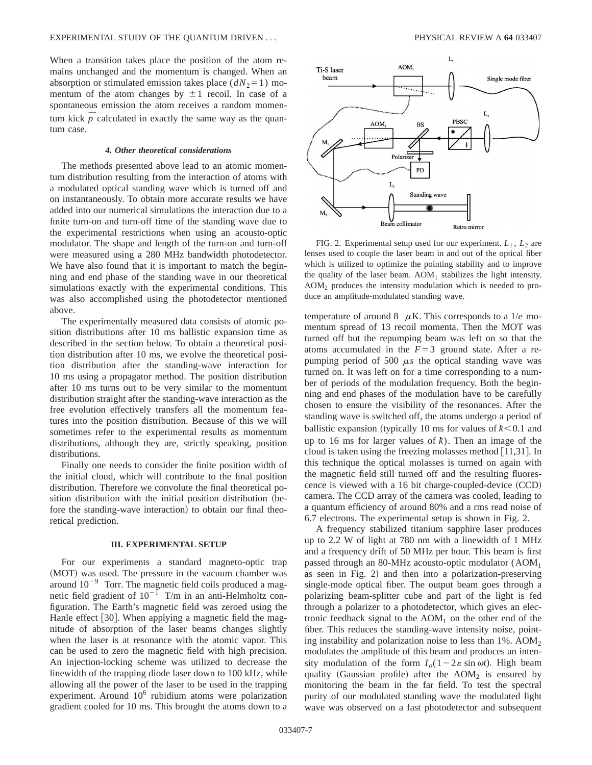When a transition takes place the position of the atom remains unchanged and the momentum is changed. When an absorption or stimulated emission takes place ($dN_2 = 1$) momentum of the atom changes by $\pm 1$ recoil. In case of a spontaneous emission the atom receives a random momentum kick $\overline{p}$ calculated in exactly the same way as the quantum case.

#### 4. Other theoretical considerations

The methods presented above lead to an atomic momentum distribution resulting from the interaction of atoms with a modulated optical standing wave which is turned off and on instantaneously. To obtain more accurate results we have added into our numerical simulations the interaction due to a finite turn-on and turn-off time of the standing wave due to the experimental restrictions when using an acousto-optic modulator. The shape and length of the turn-on and turn-off were measured using a 280 MHz bandwidth photodetector. We have also found that it is important to match the beginning and end phase of the standing wave in our theoretical simulations exactly with the experimental conditions. This was also accomplished using the photodetector mentioned above.

The experimentally measured data consists of atomic position distributions after 10 ms ballistic expansion time as described in the section below. To obtain a theoretical position distribution after 10 ms, we evolve the theoretical position distribution after the standing-wave interaction for 10 ms using a propagator method. The position distribution after 10 ms turns out to be very similar to the momentum distribution straight after the standing-wave interaction as the free evolution effectively transfers all the momentum features into the position distribution. Because of this we will sometimes refer to the experimental results as momentum distributions, although they are, strictly speaking, position distributions.

Finally one needs to consider the finite position width of the initial cloud, which will contribute to the final position distribution. Therefore we convolute the final theoretical position distribution with the initial position distribution (before the standing-wave interaction) to obtain our final theoretical prediction.

### III. EXPERIMENTAL SETUP

For our experiments a standard magneto-optic trap (MOT) was used. The pressure in the vacuum chamber was around $10^{-9}$ Torr. The magnetic field coils produced a magnetic field gradient of $10^{-1}$ T/m in an anti-Helmholtz configuration. The Earth's magnetic field was zeroed using the Hanle effect [30]. When applying a magnetic field the magnitude of absorption of the laser beams changes slightly when the laser is at resonance with the atomic vapor. This can be used to zero the magnetic field with high precision. An injection-locking scheme was utilized to decrease the linewidth of the trapping diode laser down to 100 kHz, while allowing all the power of the laser to be used in the trapping experiment. Around $10^6$ rubidium atoms were polarization gradient cooled for 10 ms. This brought the atoms down to a temperature of around 8 $\mu$K. This corresponds to a $1/e$ momentum spread of 13 recoil momenta. Then the MOT was turned off but the repumping beam was left on so that the atoms accumulated in the $F=3$ ground state. After a repumping period of 500 $\mu s$ the optical standing wave was turned on. It was left on for a time corresponding to a number of periods of the modulation frequency. Both the beginning and end phases of the modulation have to be carefully chosen to ensure the visibility of the resonances. After the standing wave is switched off, the atoms undergo a period of ballistic expansion (typically 10 ms for values of $\bar{k} < 0.1$ and up to 16 ms for larger values of $\bar{k}$). Then an image of the cloud is taken using the freezing molasses method [11,31]. In this technique the optical molasses is turned on again with the magnetic field still turned off and the resulting fluorescence is viewed with a 16 bit charge-coupled-device (CCD) camera. The CCD array of the camera was cooled, leading to a quantum efficiency of around 80% and a rms read noise of 6.7 electrons. The experimental setup is shown in Fig. 2.

FIG. 2. Experimental setup used for our experiment. $L_1$, $L_2$ are lenses used to couple the laser beam in and out of the optical fiber which is utilized to optimize the pointing stability and to improve the quality of the laser beam. $AOM_1$ stabilizes the light intensity. $AOM_2$ produces the intensity modulation which is needed to produce an amplitude-modulated standing wave.

A frequency stabilized titanium sapphire laser produces up to 2.2 W of light at 780 nm with a linewidth of 1 MHz and a frequency drift of 50 MHz per hour. This beam is first passed through an 80-MHz acousto-optic modulator ($AOM_1$ as seen in Fig. 2) and then into a polarization-preserving single-mode optical fiber. The output beam goes through a polarizing beam-splitter cube and part of the light is fed through a polarizer to a photodetector, which gives an electronic feedback signal to the $AOM_1$ on the other end of the fiber. This reduces the standing-wave intensity noise, pointing instability and polarization noise to less than 1%. $AOM_2$ modulates the amplitude of this beam and produces an intensity modulation of the form $I_o(1-2\varepsilon \sin \omega t)$. High beam quality (Gaussian profile) after the $AOM_2$ is ensured by monitoring the beam in the far field. To test the spectral purity of our modulated standing wave the modulated light wave was observed on a fast photodetector and subsequent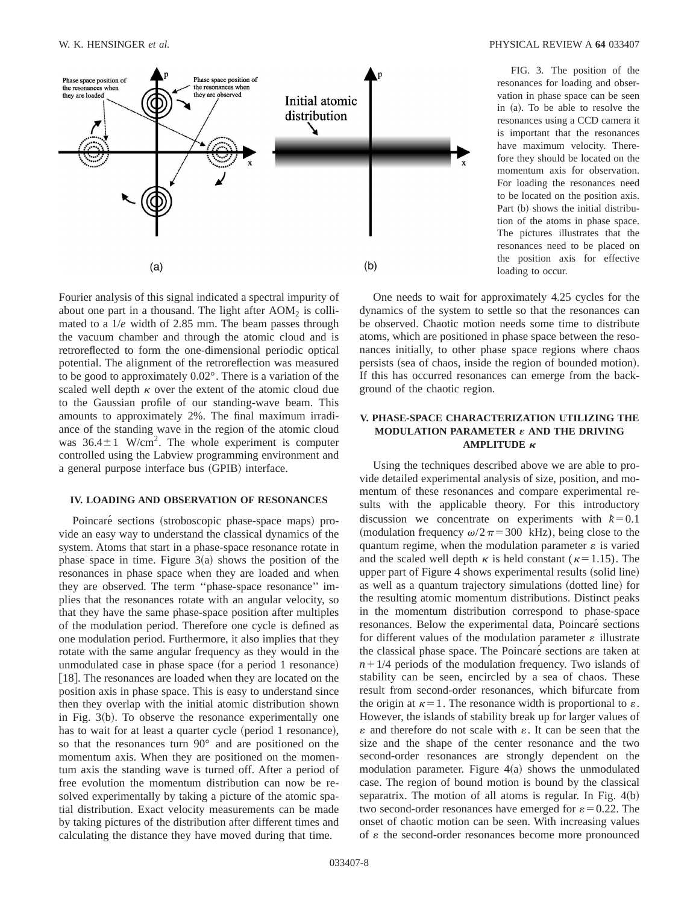FIG. 3. The position of the resonances for loading and observation in phase space can be seen in (a). To be able to resolve the resonances using a CCD camera it is important that the resonances have maximum velocity. Therefore they should be located on the momentum axis for observation. For loading the resonances need to be located on the position axis. Part (b) shows the initial distribution of the atoms in phase space. The pictures illustrates that the resonances need to be placed on the position axis for effective loading to occur.

Fourier analysis of this signal indicated a spectral impurity of about one part in a thousand. The light after $AOM_2$ is collimated to a $1/e$ width of 2.85 mm. The beam passes through the vacuum chamber and through the atomic cloud and is retroreflected to form the one-dimensional periodic optical potential. The alignment of the retroreflection was measured to be good to approximately 0.02°. There is a variation of the scaled well depth $\kappa$ over the extent of the atomic cloud due to the Gaussian profile of our standing-wave beam. This amounts to approximately 2%. The final maximum irradiance of the standing wave in the region of the atomic cloud was $36.4 \pm 1$ W/cm$^2$. The whole experiment is computer controlled using the Labview programming environment and a general purpose interface bus (GPIB) interface.

### IV. LOADING AND OBSERVATION OF RESONANCES

Poincaré sections (stroboscopic phase-space maps) provide an easy way to understand the classical dynamics of the system. Atoms that start in a phase-space resonance rotate in phase space in time. Figure 3(a) shows the position of the resonances in phase space when they are loaded and when they are observed. The term "phase-space resonance" implies that the resonances rotate with an angular velocity, so that they have the same phase-space position after multiples of the modulation period. Therefore one cycle is defined as one modulation period. Furthermore, it also implies that they rotate with the same angular frequency as they would in the unmodulated case in phase space (for a period 1 resonance) [18]. The resonances are loaded when they are located on the position axis in phase space. This is easy to understand since then they overlap with the initial atomic distribution shown in Fig. 3(b). To observe the resonance experimentally one has to wait for at least a quarter cycle (period 1 resonance), so that the resonances turn 90° and are positioned on the momentum axis. When they are positioned on the momentum axis the standing wave is turned off. After a period of free evolution the momentum distribution can now be resolved experimentally by taking a picture of the atomic spatial distribution. Exact velocity measurements can be made by taking pictures of the distribution after different times and calculating the distance they have moved during that time.

One needs to wait for approximately 4.25 cycles for the dynamics of the system to settle so that the resonances can be observed. Chaotic motion needs some time to distribute atoms, which are positioned in phase space between the resonances initially, to other phase space regions where chaos persists (sea of chaos, inside the region of bounded motion). If this has occurred resonances can emerge from the background of the chaotic region.

### V. PHASE-SPACE CHARACTERIZATION UTILIZING THE MODULATION PARAMETER $\varepsilon$ AND THE DRIVING AMPLITUDE $\kappa$

Using the techniques described above we are able to provide detailed experimental analysis of size, position, and momentum of these resonances and compare experimental results with the applicable theory. For this introductory discussion we concentrate on experiments with $\hbar = 0.1$ (modulation frequency $\omega/2\pi = 300$ kHz), being close to the quantum regime, when the modulation parameter $\varepsilon$ is varied and the scaled well depth $\kappa$ is held constant ($\kappa = 1.15$). The upper part of Figure 4 shows experimental results (solid line) as well as a quantum trajectory simulations (dotted line) for the resulting atomic momentum distributions. Distinct peaks in the momentum distribution correspond to phase-space resonances. Below the experimental data, Poincaré sections for different values of the modulation parameter $\varepsilon$ illustrate the classical phase space. The Poincaré sections are taken at $n + 1/4$ periods of the modulation frequency. Two islands of stability can be seen, encircled by a sea of chaos. These result from second-order resonances, which bifurcate from the origin at $\kappa = 1$. The resonance width is proportional to $\varepsilon$. However, the islands of stability break up for larger values of $\varepsilon$ and therefore do not scale with $\varepsilon$. It can be seen that the size and the shape of the center resonance and the two second-order resonances are strongly dependent on the modulation parameter. Figure 4(a) shows the unmodulated case. The region of bound motion is bound by the classical separatrix. The motion of all atoms is regular. In Fig. 4(b) two second-order resonances have emerged for $\varepsilon = 0.22$. The onset of chaotic motion can be seen. With increasing values of $\varepsilon$ the second-order resonances become more pronounced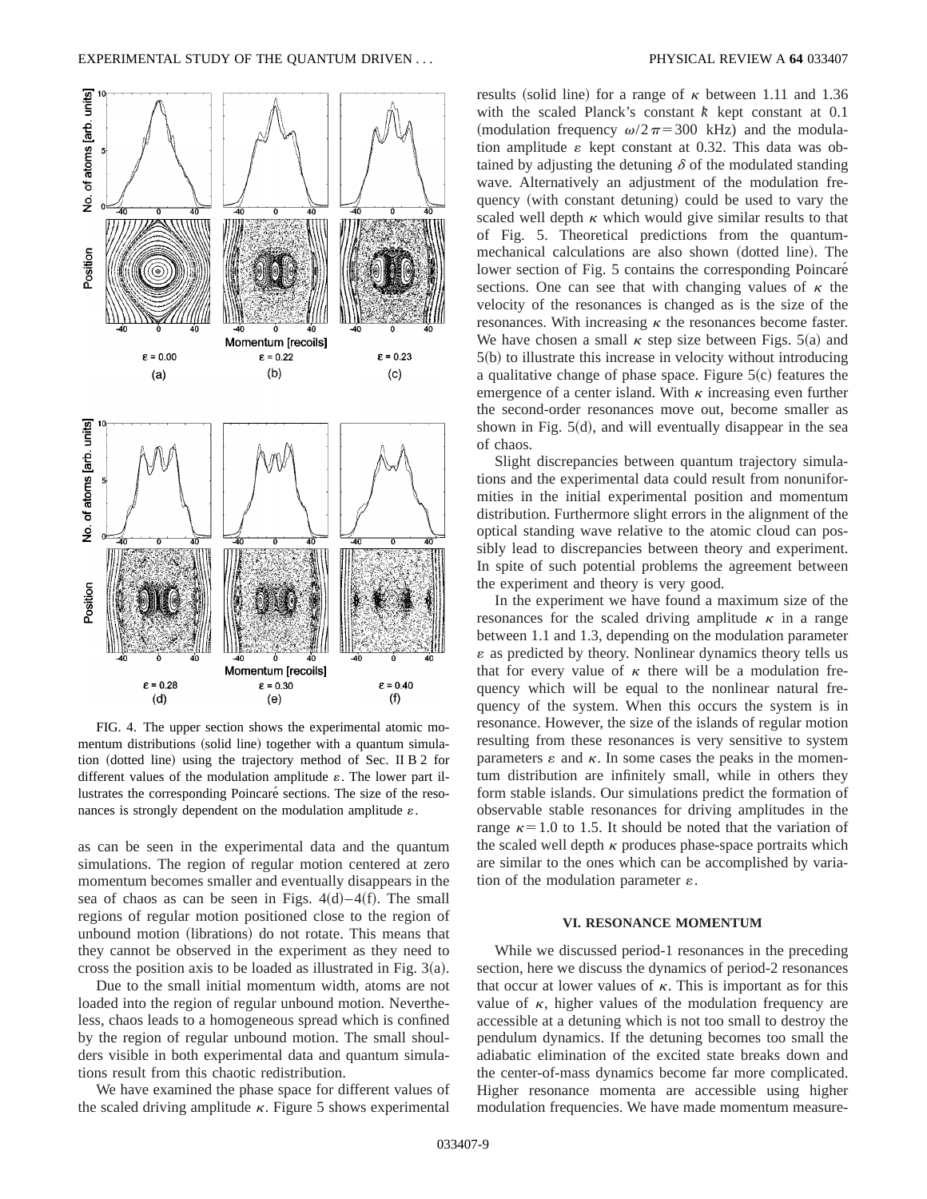FIG. 4. The upper section shows the experimental atomic momentum distributions (solid line) together with a quantum simulation (dotted line) using the trajectory method of Sec. II B 2 for different values of the modulation amplitude $\varepsilon$. The lower part illustrates the corresponding Poincaré sections. The size of the resonances is strongly dependent on the modulation amplitude $\varepsilon$.

as can be seen in the experimental data and the quantum simulations. The region of regular motion centered at zero momentum becomes smaller and eventually disappears in the sea of chaos as can be seen in Figs. 4(d)–4(f). The small regions of regular motion positioned close to the region of unbound motion (librations) do not rotate. This means that they cannot be observed in the experiment as they need to cross the position axis to be loaded as illustrated in Fig. 3(a).

Due to the small initial momentum width, atoms are not loaded into the region of regular unbound motion. Nevertheless, chaos leads to a homogeneous spread which is confined by the region of regular unbound motion. The small shoulders visible in both experimental data and quantum simulations result from this chaotic redistribution.

We have examined the phase space for different values of the scaled driving amplitude $\kappa$. Figure 5 shows experimental results (solid line) for a range of $\kappa$ between 1.11 and 1.36 with the scaled Planck's constant $\hbar$ kept constant at 0.1 (modulation frequency $\omega/2\pi = 300$ kHz) and the modulation amplitude $\varepsilon$ kept constant at 0.32. This data was obtained by adjusting the detuning $\delta$ of the modulated standing wave. Alternatively an adjustment of the modulation frequency (with constant detuning) could be used to vary the scaled well depth $\kappa$ which would give similar results to that of Fig. 5. Theoretical predictions from the quantum-mechanical calculations are also shown (dotted line). The lower section of Fig. 5 contains the corresponding Poincaré sections. One can see that with changing values of $\kappa$ the velocity of the resonances is changed as is the size of the resonances. With increasing $\kappa$ the resonances become faster. We have chosen a small $\kappa$ step size between Figs. 5(a) and 5(b) to illustrate this increase in velocity without introducing a qualitative change of phase space. Figure 5(c) features the emergence of a center island. With $\kappa$ increasing even further the second-order resonances move out, become smaller as shown in Fig. 5(d), and will eventually disappear in the sea of chaos.

Slight discrepancies between quantum trajectory simulations and the experimental data could result from nonuniformities in the initial experimental position and momentum distribution. Furthermore slight errors in the alignment of the optical standing wave relative to the atomic cloud can possibly lead to discrepancies between theory and experiment. In spite of such potential problems the agreement between the experiment and theory is very good.

In the experiment we have found a maximum size of the resonances for the scaled driving amplitude $\kappa$ in a range between 1.1 and 1.3, depending on the modulation parameter $\varepsilon$ as predicted by theory. Nonlinear dynamics theory tells us that for every value of $\kappa$ there will be a modulation frequency which will be equal to the nonlinear natural frequency of the system. When this occurs the system is in resonance. However, the size of the islands of regular motion resulting from these resonances is very sensitive to system parameters $\varepsilon$ and $\kappa$. In some cases the peaks in the momentum distribution are infinitely small, while in others they form stable islands. Our simulations predict the formation of observable stable resonances for driving amplitudes in the range $\kappa = 1.0$ to 1.5. It should be noted that the variation of the scaled well depth $\kappa$ produces phase-space portraits which are similar to the ones which can be accomplished by variation of the modulation parameter $\varepsilon$.

## VI. RESONANCE MOMENTUM

While we discussed period-1 resonances in the preceding section, here we discuss the dynamics of period-2 resonances that occur at lower values of $\kappa$. This is important as for this value of $\kappa$, higher values of the modulation frequency are accessible at a detuning which is not too small to destroy the pendulum dynamics. If the detuning becomes too small the adiabatic elimination of the excited state breaks down and the center-of-mass dynamics become far more complicated. Higher resonance momenta are accessible using higher modulation frequencies. We have made momentum measure-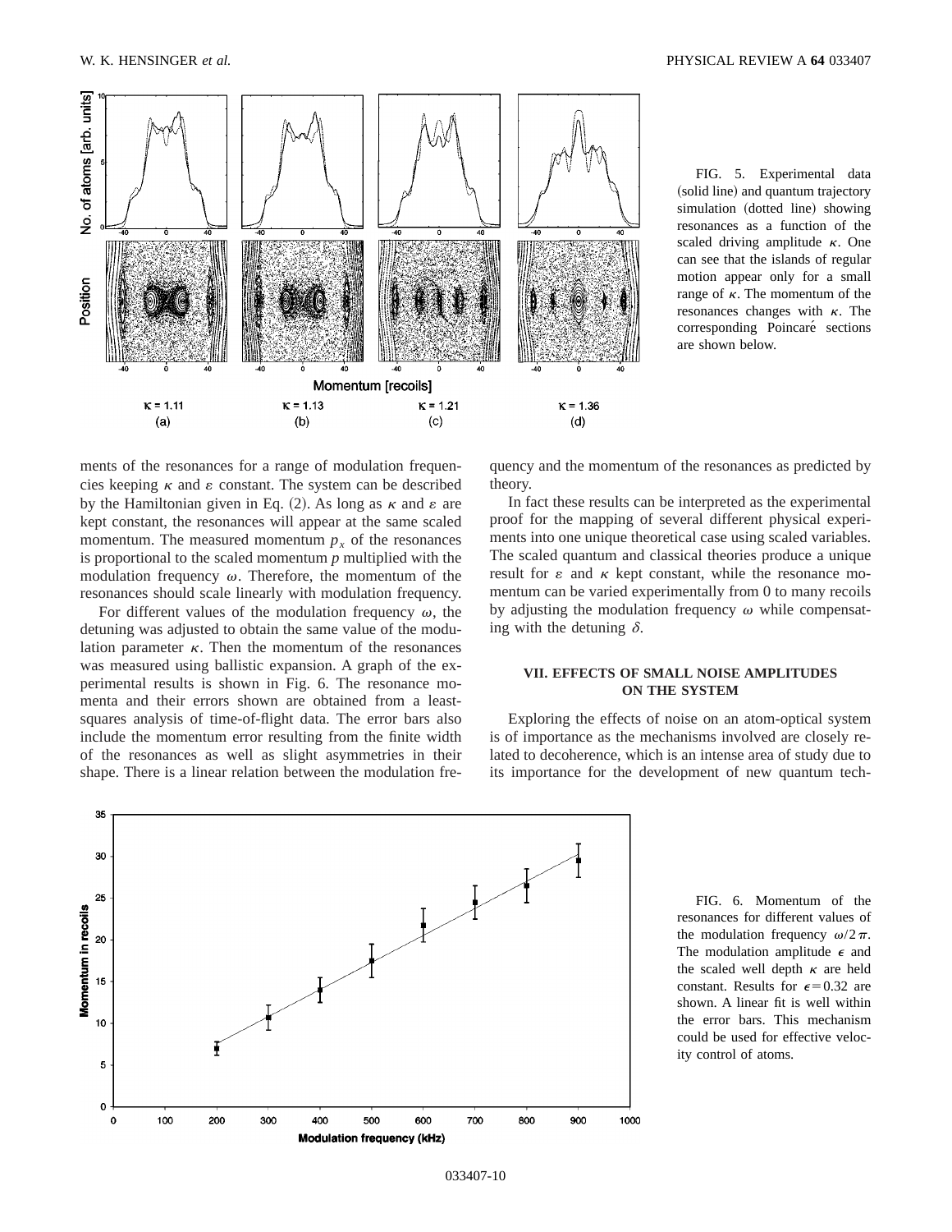FIG. 5. Experimental data (solid line) and quantum trajectory simulation (dotted line) showing resonances as a function of the scaled driving amplitude $\kappa$. One can see that the islands of regular motion appear only for a small range of $\kappa$. The momentum of the resonances changes with $\kappa$. The corresponding Poincaré sections are shown below.

ments of the resonances for a range of modulation frequencies keeping $\kappa$ and $\varepsilon$ constant. The system can be described by the Hamiltonian given in Eq. (2). As long as $\kappa$ and $\varepsilon$ are kept constant, the resonances will appear at the same scaled momentum. The measured momentum $p_x$ of the resonances is proportional to the scaled momentum $p$ multiplied with the modulation frequency $\omega$. Therefore, the momentum of the resonances should scale linearly with modulation frequency.

For different values of the modulation frequency $\omega$, the detuning was adjusted to obtain the same value of the modulation parameter $\kappa$. Then the momentum of the resonances was measured using ballistic expansion. A graph of the experimental results is shown in Fig. 6. The resonance momenta and their errors shown are obtained from a least-squares analysis of time-of-flight data. The error bars also include the momentum error resulting from the finite width of the resonances as well as slight asymmetries in their shape. There is a linear relation between the modulation frequency and the momentum of the resonances as predicted by theory.

In fact these results can be interpreted as the experimental proof for the mapping of several different physical experiments into one unique theoretical case using scaled variables. The scaled quantum and classical theories produce a unique result for $\varepsilon$ and $\kappa$ kept constant, while the resonance momentum can be varied experimentally from 0 to many recoils by adjusting the modulation frequency $\omega$ while compensating with the detuning $\delta$.

## VII. EFFECTS OF SMALL NOISE AMPLITUDES ON THE SYSTEM

Exploring the effects of noise on an atom-optical system is of importance as the mechanisms involved are closely related to decoherence, which is an intense area of study due to its importance for the development of new quantum tech-

FIG. 6. Momentum of the resonances for different values of the modulation frequency $\omega/2\pi$. The modulation amplitude $\epsilon$ and the scaled well depth $\kappa$ are held constant. Results for $\epsilon=0.32$ are shown. A linear fit is well within the error bars. This mechanism could be used for effective velocity control of atoms.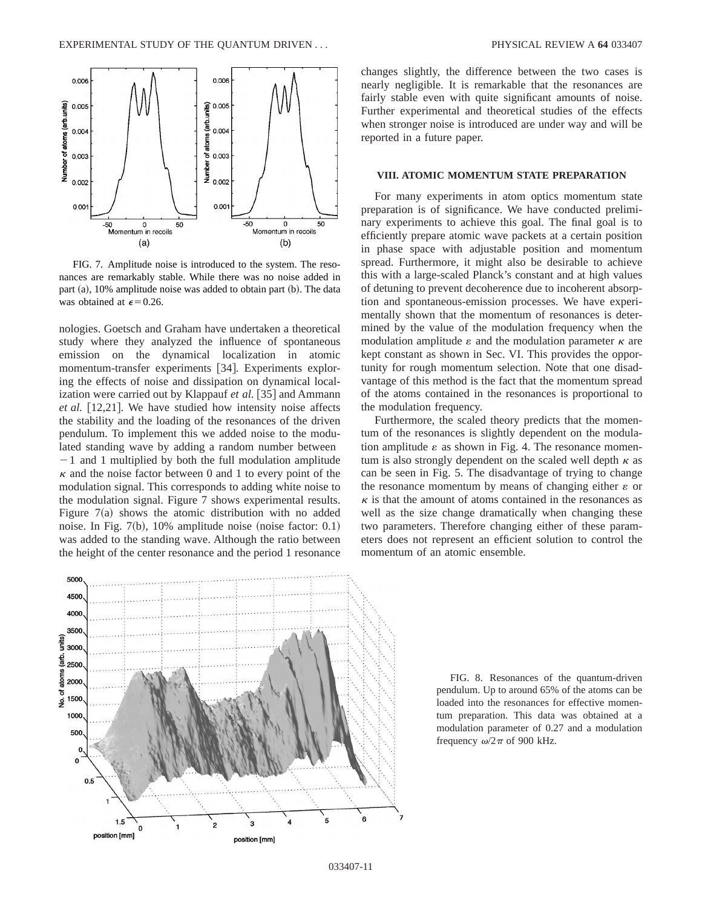FIG. 7. Amplitude noise is introduced to the system. The resonances are remarkably stable. While there was no noise added in part (a), 10% amplitude noise was added to obtain part (b). The data was obtained at $\epsilon = 0.26$.

nologies. Goetsch and Graham have undertaken a theoretical study where they analyzed the influence of spontaneous emission on the dynamical localization in atomic momentum-transfer experiments [34]. Experiments exploring the effects of noise and dissipation on dynamical localization were carried out by Klappauf *et al.* [35] and Ammann *et al.* [12,21]. We have studied how intensity noise affects the stability and the loading of the resonances of the driven pendulum. To implement this we added noise to the modulated standing wave by adding a random number between $-1$ and 1 multiplied by both the full modulation amplitude $\kappa$ and the noise factor between 0 and 1 to every point of the modulation signal. This corresponds to adding white noise to the modulation signal. Figure 7 shows experimental results. Figure 7(a) shows the atomic distribution with no added noise. In Fig. 7(b), 10% amplitude noise (noise factor: 0.1) was added to the standing wave. Although the ratio between the height of the center resonance and the period 1 resonance changes slightly, the difference between the two cases is nearly negligible. It is remarkable that the resonances are fairly stable even with quite significant amounts of noise. Further experimental and theoretical studies of the effects when stronger noise is introduced are under way and will be reported in a future paper.

## VIII. ATOMIC MOMENTUM STATE PREPARATION

For many experiments in atom optics momentum state preparation is of significance. We have conducted preliminary experiments to achieve this goal. The final goal is to efficiently prepare atomic wave packets at a certain position in phase space with adjustable position and momentum spread. Furthermore, it might also be desirable to achieve this with a large-scaled Planck's constant and at high values of detuning to prevent decoherence due to incoherent absorption and spontaneous-emission processes. We have experimentally shown that the momentum of resonances is determined by the value of the modulation frequency when the modulation amplitude $\varepsilon$ and the modulation parameter $\kappa$ are kept constant as shown in Sec. VI. This provides the opportunity for rough momentum selection. Note that one disadvantage of this method is the fact that the momentum spread of the atoms contained in the resonances is proportional to the modulation frequency.

Furthermore, the scaled theory predicts that the momentum of the resonances is slightly dependent on the modulation amplitude $\varepsilon$ as shown in Fig. 4. The resonance momentum is also strongly dependent on the scaled well depth $\kappa$ as can be seen in Fig. 5. The disadvantage of trying to change the resonance momentum by means of changing either $\varepsilon$ or $\kappa$ is that the amount of atoms contained in the resonances as well as the size change dramatically when changing these two parameters. Therefore changing either of these parameters does not represent an efficient solution to control the momentum of an atomic ensemble.

FIG. 8. Resonances of the quantum-driven pendulum. Up to around 65% of the atoms can be loaded into the resonances for effective momentum preparation. This data was obtained at a modulation parameter of 0.27 and a modulation frequency $\omega/2\pi$ of 900 kHz.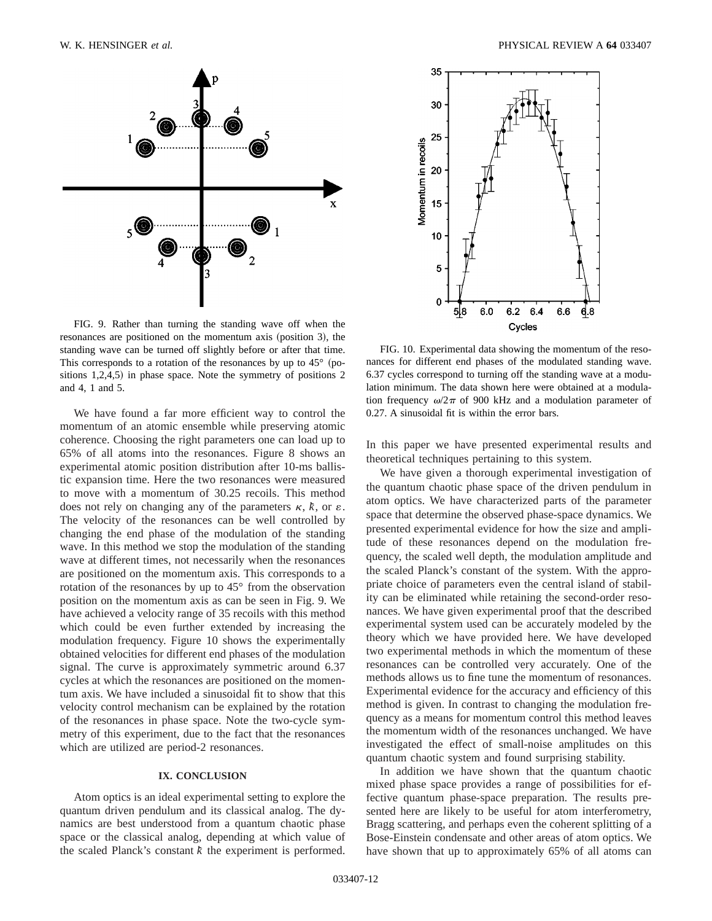FIG. 9. Rather than turning the standing wave off when the resonances are positioned on the momentum axis (position 3), the standing wave can be turned off slightly before or after that time. This corresponds to a rotation of the resonances by up to 45° (positions 1,2,4,5) in phase space. Note the symmetry of positions 2 and 4, 1 and 5.

FIG. 10. Experimental data showing the momentum of the resonances for different end phases of the modulated standing wave. 6.37 cycles correspond to turning off the standing wave at a modulation minimum. The data shown here were obtained at a modulation frequency $\omega/2\pi$ of 900 kHz and a modulation parameter of 0.27. A sinusoidal fit is within the error bars.

We have found a far more efficient way to control the momentum of an atomic ensemble while preserving atomic coherence. Choosing the right parameters one can load up to 65% of all atoms into the resonances. Figure 8 shows an experimental atomic position distribution after 10-ms ballistic expansion time. Here the two resonances were measured to move with a momentum of 30.25 recoils. This method does not rely on changing any of the parameters $\kappa$, $\hbar$, or $\varepsilon$. The velocity of the resonances can be well controlled by changing the end phase of the modulation of the standing wave. In this method we stop the modulation of the standing wave at different times, not necessarily when the resonances are positioned on the momentum axis. This corresponds to a rotation of the resonances by up to 45° from the observation position on the momentum axis as can be seen in Fig. 9. We have achieved a velocity range of 35 recoils with this method which could be even further extended by increasing the modulation frequency. Figure 10 shows the experimentally obtained velocities for different end phases of the modulation signal. The curve is approximately symmetric around 6.37 cycles at which the resonances are positioned on the momentum axis. We have included a sinusoidal fit to show that this velocity control mechanism can be explained by the rotation of the resonances in phase space. Note the two-cycle symmetry of this experiment, due to the fact that the resonances which are utilized are period-2 resonances.

## IX. CONCLUSION

Atom optics is an ideal experimental setting to explore the quantum driven pendulum and its classical analog. The dynamics are best understood from a quantum chaotic phase space or the classical analog, depending at which value of the scaled Planck's constant $\hbar$ the experiment is performed. In this paper we have presented experimental results and theoretical techniques pertaining to this system.

We have given a thorough experimental investigation of the quantum chaotic phase space of the driven pendulum in atom optics. We have characterized parts of the parameter space that determine the observed phase-space dynamics. We presented experimental evidence for how the size and amplitude of these resonances depend on the modulation frequency, the scaled well depth, the modulation amplitude and the scaled Planck's constant of the system. With the appropriate choice of parameters even the central island of stability can be eliminated while retaining the second-order resonances. We have given experimental proof that the described experimental system used can be accurately modeled by the theory which we have provided here. We have developed two experimental methods in which the momentum of these resonances can be controlled very accurately. One of the methods allows us to fine tune the momentum of resonances. Experimental evidence for the accuracy and efficiency of this method is given. In contrast to changing the modulation frequency as a means for momentum control this method leaves the momentum width of the resonances unchanged. We have investigated the effect of small-noise amplitudes on this quantum chaotic system and found surprising stability.

In addition we have shown that the quantum chaotic mixed phase space provides a range of possibilities for effective quantum phase-space preparation. The results presented here are likely to be useful for atom interferometry, Bragg scattering, and perhaps even the coherent splitting of a Bose-Einstein condensate and other areas of atom optics. We have shown that up to approximately 65% of all atoms can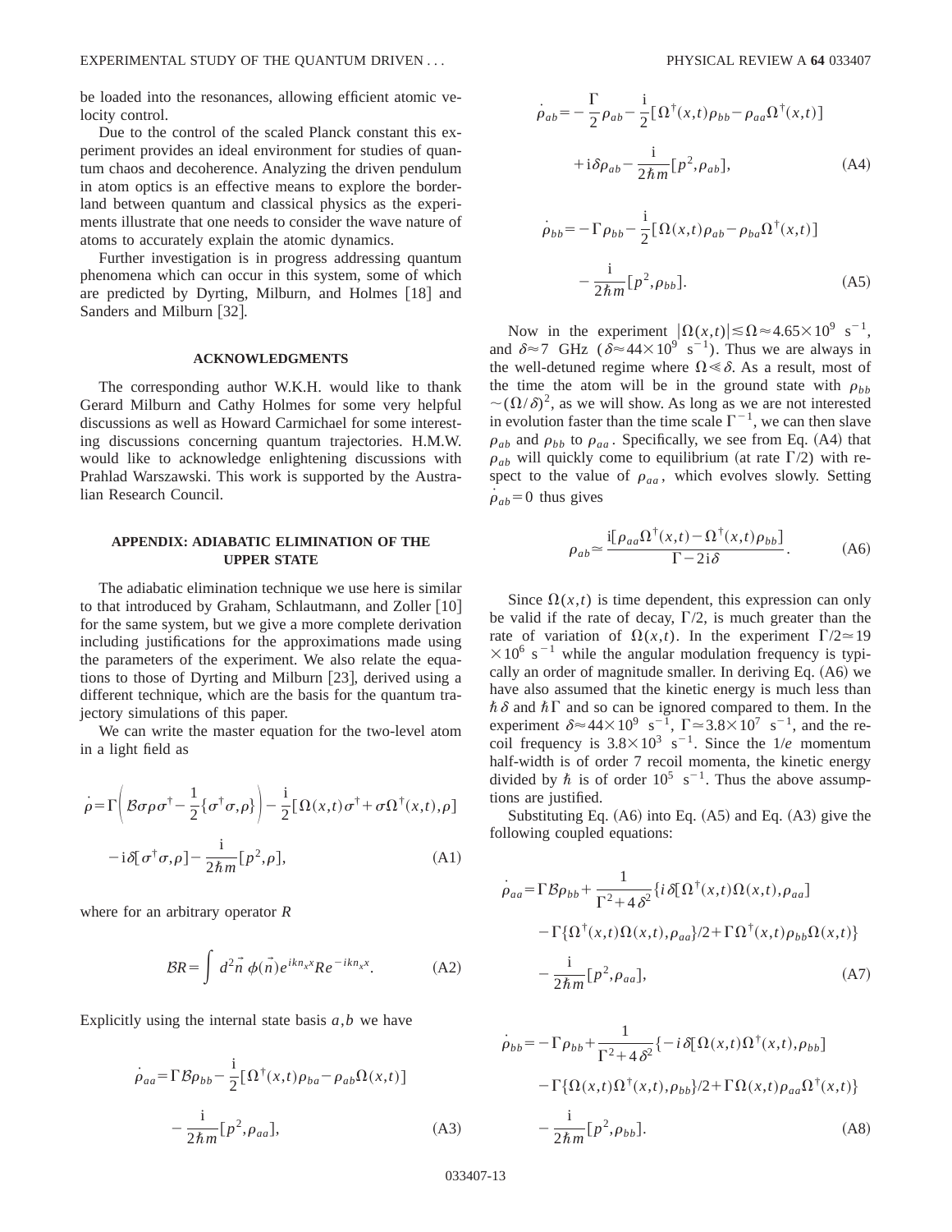be loaded into the resonances, allowing efficient atomic velocity control.

Due to the control of the scaled Planck constant this experiment provides an ideal environment for studies of quantum chaos and decoherence. Analyzing the driven pendulum in atom optics is an effective means to explore the borderland between quantum and classical physics as the experiments illustrate that one needs to consider the wave nature of atoms to accurately explain the atomic dynamics.

Further investigation is in progress addressing quantum phenomena which can occur in this system, some of which are predicted by Dyrting, Milburn, and Holmes [18] and Sanders and Milburn [32].

## ACKNOWLEDGMENTS

The corresponding author W.K.H. would like to thank Gerard Milburn and Cathy Holmes for some very helpful discussions as well as Howard Carmichael for some interesting discussions concerning quantum trajectories. H.M.W. would like to acknowledge enlightening discussions with Prahlad Warszawski. This work is supported by the Australian Research Council.

## APPENDIX: ADIABATIC ELIMINATION OF THE UPPER STATE

The adiabatic elimination technique we use here is similar to that introduced by Graham, Schlautmann, and Zoller [10] for the same system, but we give a more complete derivation including justifications for the approximations made using the parameters of the experiment. We also relate the equations to those of Dyrting and Milburn [23], derived using a different technique, which are the basis for the quantum trajectory simulations of this paper.

We can write the master equation for the two-level atom in a light field as

$$\dot{\rho}=\Gamma\left(\mathcal{B}\sigma\rho\sigma^{\dagger}-\frac{1}{2}\{\sigma^{\dagger}\sigma,\rho\}\right)-\frac{\mathrm{i}}{2}[\Omega(x,t)\sigma^{\dagger}+\sigma\Omega^{\dagger}(x,t),\rho]-\mathrm{i}\delta[\sigma^{\dagger}\sigma,\rho]-\frac{\mathrm{i}}{2\hbar m}[p^{2},\rho], \tag{A1}$$

where for an arbitrary operator $R$

$$\mathcal{B}R=\int d^{2}\vec{n}\,\phi(\vec{n})e^{ikn_{x}x}Re^{-ikn_{x}x}. \tag{A2}$$

Explicitly using the internal state basis $a,b$ we have

$$\dot{\rho}_{aa}=\Gamma\mathcal{B}\rho_{bb}-\frac{\mathrm{i}}{2}[\Omega^{\dagger}(x,t)\rho_{ba}-\rho_{ab}\Omega(x,t)]-\frac{\mathrm{i}}{2\hbar m}[p^{2},\rho_{aa}], \tag{A3}$$

$$\dot{\rho}_{ab}=-\frac{\Gamma}{2}\rho_{ab}-\frac{\mathrm{i}}{2}[\Omega^{\dagger}(x,t)\rho_{bb}-\rho_{aa}\Omega^{\dagger}(x,t)]+\mathrm{i}\delta\rho_{ab}-\frac{\mathrm{i}}{2\hbar m}[p^{2},\rho_{ab}], \tag{A4}$$

$$\dot{\rho}_{bb}=-\Gamma\rho_{bb}-\frac{\mathrm{i}}{2}[\Omega(x,t)\rho_{ab}-\rho_{ba}\Omega^{\dagger}(x,t)]-\frac{\mathrm{i}}{2\hbar m}[p^{2},\rho_{bb}]. \tag{A5}$$

Now in the experiment $|\Omega(x,t)|\lesssim\Omega\approx4.65\times10^{9}\ \mathrm{s}^{-1}$, and $\delta\approx7$ GHz ($\delta\approx44\times10^{9}\ \mathrm{s}^{-1}$). Thus we are always in the well-detuned regime where $\Omega\ll\delta$. As a result, most of the time the atom will be in the ground state with $\rho_{bb}\sim(\Omega/\delta)^{2}$, as we will show. As long as we are not interested in evolution faster than the time scale $\Gamma^{-1}$, we can then slave $\rho_{ab}$ and $\rho_{bb}$ to $\rho_{aa}$. Specifically, we see from Eq. (A4) that $\rho_{ab}$ will quickly come to equilibrium (at rate $\Gamma/2$) with respect to the value of $\rho_{aa}$, which evolves slowly. Setting $\dot{\rho}_{ab}=0$ thus gives

$$\rho_{ab}\simeq\frac{\mathrm{i}[\rho_{aa}\Omega^{\dagger}(x,t)-\Omega^{\dagger}(x,t)\rho_{bb}]}{\Gamma-2\mathrm{i}\delta}. \tag{A6}$$

Since $\Omega(x,t)$ is time dependent, this expression can only be valid if the rate of decay, $\Gamma/2$, is much greater than the rate of variation of $\Omega(x,t)$. In the experiment $\Gamma/2\simeq19\times10^{6}\ \mathrm{s}^{-1}$ while the angular modulation frequency is typically an order of magnitude smaller. In deriving Eq. (A6) we have also assumed that the kinetic energy is much less than $\hbar\delta$ and $\hbar\Gamma$ and so can be ignored compared to them. In the experiment $\delta\approx44\times10^{9}\ \mathrm{s}^{-1}$, $\Gamma\simeq3.8\times10^{7}\ \mathrm{s}^{-1}$, and the recoil frequency is $3.8\times10^{3}\ \mathrm{s}^{-1}$. Since the $1/e$ momentum half-width is of order 7 recoil momenta, the kinetic energy divided by $\hbar$ is of order $10^{5}\ \mathrm{s}^{-1}$. Thus the above assumptions are justified.

Substituting Eq. (A6) into Eq. (A5) and Eq. (A3) give the following coupled equations:

$$\dot{\rho}_{aa}=\Gamma\mathcal{B}\rho_{bb}+\frac{1}{\Gamma^{2}+4\delta^{2}}\{i\delta[\Omega^{\dagger}(x,t)\Omega(x,t),\rho_{aa}]-\Gamma\{\Omega^{\dagger}(x,t)\Omega(x,t),\rho_{aa}\}/2+\Gamma\Omega^{\dagger}(x,t)\rho_{bb}\Omega(x,t)\}-\frac{\mathrm{i}}{2\hbar m}[p^{2},\rho_{aa}], \tag{A7}$$

$$\dot{\rho}_{bb}=-\Gamma\rho_{bb}+\frac{1}{\Gamma^{2}+4\delta^{2}}\{-i\delta[\Omega(x,t)\Omega^{\dagger}(x,t),\rho_{bb}]-\Gamma\{\Omega(x,t)\Omega^{\dagger}(x,t),\rho_{bb}\}/2+\Gamma\Omega(x,t)\rho_{aa}\Omega^{\dagger}(x,t)\}-\frac{\mathrm{i}}{2\hbar m}[p^{2},\rho_{bb}]. \tag{A8}$$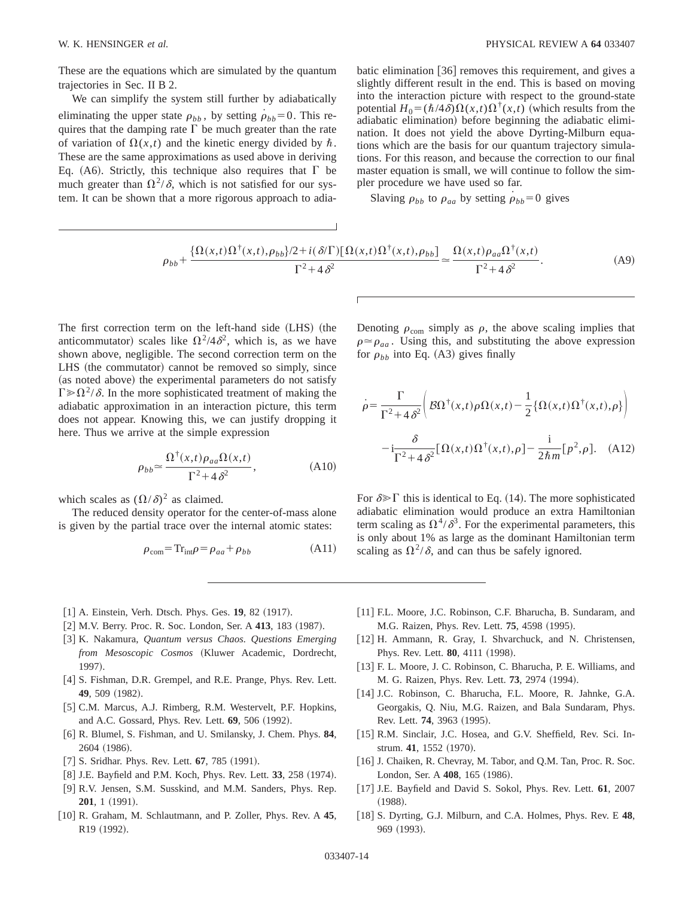These are the equations which are simulated by the quantum trajectories in Sec. II B 2.

We can simplify the system still further by adiabatically eliminating the upper state $\rho_{bb}$, by setting $\dot{\rho}_{bb}=0$. This requires that the damping rate $\Gamma$ be much greater than the rate of variation of $\Omega(x,t)$ and the kinetic energy divided by $\hbar$. These are the same approximations as used above in deriving Eq. (A6). Strictly, this technique also requires that $\Gamma$ be much greater than $\Omega^2/\delta$, which is not satisfied for our system. It can be shown that a more rigorous approach to adiabatic elimination [36] removes this requirement, and gives a slightly different result in the end. This is based on moving into the interaction picture with respect to the ground-state potential $H_0=(\hbar/4\delta)\Omega(x,t)\Omega^\dagger(x,t)$ (which results from the adiabatic elimination) before beginning the adiabatic elimination. It does not yield the above Dyrting-Milburn equations which are the basis for our quantum trajectory simulations. For this reason, and because the correction to our final master equation is small, we will continue to follow the simpler procedure we have used so far.

Slaving $\rho_{bb}$ to $\rho_{aa}$ by setting $\dot{\rho}_{bb}=0$ gives

$$\rho_{bb}+\frac{\{\Omega(x,t)\Omega^\dagger(x,t),\rho_{bb}\}/2+i(\delta/\Gamma)[\Omega(x,t)\Omega^\dagger(x,t),\rho_{bb}]}{\Gamma^2+4\delta^2}\simeq\frac{\Omega(x,t)\rho_{aa}\Omega^\dagger(x,t)}{\Gamma^2+4\delta^2}. \tag{A9}$$

The first correction term on the left-hand side (LHS) (the anticommutator) scales like $\Omega^2/4\delta^2$, which is, as we have shown above, negligible. The second correction term on the LHS (the commutator) cannot be removed so simply, since (as noted above) the experimental parameters do not satisfy $\Gamma\gg\Omega^2/\delta$. In the more sophisticated treatment of making the adiabatic approximation in an interaction picture, this term does not appear. Knowing this, we can justify dropping it here. Thus we arrive at the simple expression

$$\rho_{bb}\simeq\frac{\Omega^\dagger(x,t)\rho_{aa}\Omega(x,t)}{\Gamma^2+4\delta^2}, \tag{A10}$$

which scales as $(\Omega/\delta)^2$ as claimed.

The reduced density operator for the center-of-mass alone is given by the partial trace over the internal atomic states:

$$\rho_{\rm com}={\rm Tr}_{\rm int}\rho=\rho_{aa}+\rho_{bb} \tag{A11}$$

Denoting $\rho_{\rm com}$ simply as $\rho$, the above scaling implies that $\rho\simeq\rho_{aa}$. Using this, and substituting the above expression for $\rho_{bb}$ into Eq. (A3) gives finally

$$\dot{\rho}=\frac{\Gamma}{\Gamma^2+4\delta^2}\left(\mathcal{B}\Omega^\dagger(x,t)\rho\Omega(x,t)-\frac{1}{2}\{\Omega(x,t)\Omega^\dagger(x,t),\rho\}\right)-i\frac{\delta}{\Gamma^2+4\delta^2}[\Omega(x,t)\Omega^\dagger(x,t),\rho]-\frac{i}{2\hbar m}[p^2,\rho]. \tag{A12}$$

For $\delta\gg\Gamma$ this is identical to Eq. (14). The more sophisticated adiabatic elimination would produce an extra Hamiltonian term scaling as $\Omega^4/\delta^3$. For the experimental parameters, this is only about 1% as large as the dominant Hamiltonian term scaling as $\Omega^2/\delta$, and can thus be safely ignored.

[1] A. Einstein, Verh. Dtsch. Phys. Ges. **19**, 82 (1917).
[2] M.V. Berry. Proc. R. Soc. London, Ser. A **413**, 183 (1987).
[3] K. Nakamura, *Quantum versus Chaos. Questions Emerging from Mesoscopic Cosmos* (Kluwer Academic, Dordrecht, 1997).
[4] S. Fishman, D.R. Grempel, and R.E. Prange, Phys. Rev. Lett. **49**, 509 (1982).
[5] C.M. Marcus, A.J. Rimberg, R.M. Westervelt, P.F. Hopkins, and A.C. Gossard, Phys. Rev. Lett. **69**, 506 (1992).
[6] R. Blumel, S. Fishman, and U. Smilansky, J. Chem. Phys. **84**, 2604 (1986).
[7] S. Sridhar. Phys. Rev. Lett. **67**, 785 (1991).
[8] J.E. Bayfield and P.M. Koch, Phys. Rev. Lett. **33**, 258 (1974).
[9] R.V. Jensen, S.M. Susskind, and M.M. Sanders, Phys. Rep. **201**, 1 (1991).
[10] R. Graham, M. Schlautmann, and P. Zoller, Phys. Rev. A **45**, R19 (1992).
[11] F.L. Moore, J.C. Robinson, C.F. Bharucha, B. Sundaram, and M.G. Raizen, Phys. Rev. Lett. **75**, 4598 (1995).
[12] H. Ammann, R. Gray, I. Shvarchuck, and N. Christensen, Phys. Rev. Lett. **80**, 4111 (1998).
[13] F. L. Moore, J. C. Robinson, C. Bharucha, P. E. Williams, and M. G. Raizen, Phys. Rev. Lett. **73**, 2974 (1994).
[14] J.C. Robinson, C. Bharucha, F.L. Moore, R. Jahnke, G.A. Georgakis, Q. Niu, M.G. Raizen, and Bala Sundaram, Phys. Rev. Lett. **74**, 3963 (1995).
[15] R.M. Sinclair, J.C. Hosea, and G.V. Sheffield, Rev. Sci. Instrum. **41**, 1552 (1970).
[16] J. Chaiken, R. Chevray, M. Tabor, and Q.M. Tan, Proc. R. Soc. London, Ser. A **408**, 165 (1986).
[17] J.E. Bayfield and David S. Sokol, Phys. Rev. Lett. **61**, 2007 (1988).
[18] S. Dyrting, G.J. Milburn, and C.A. Holmes, Phys. Rev. E **48**, 969 (1993).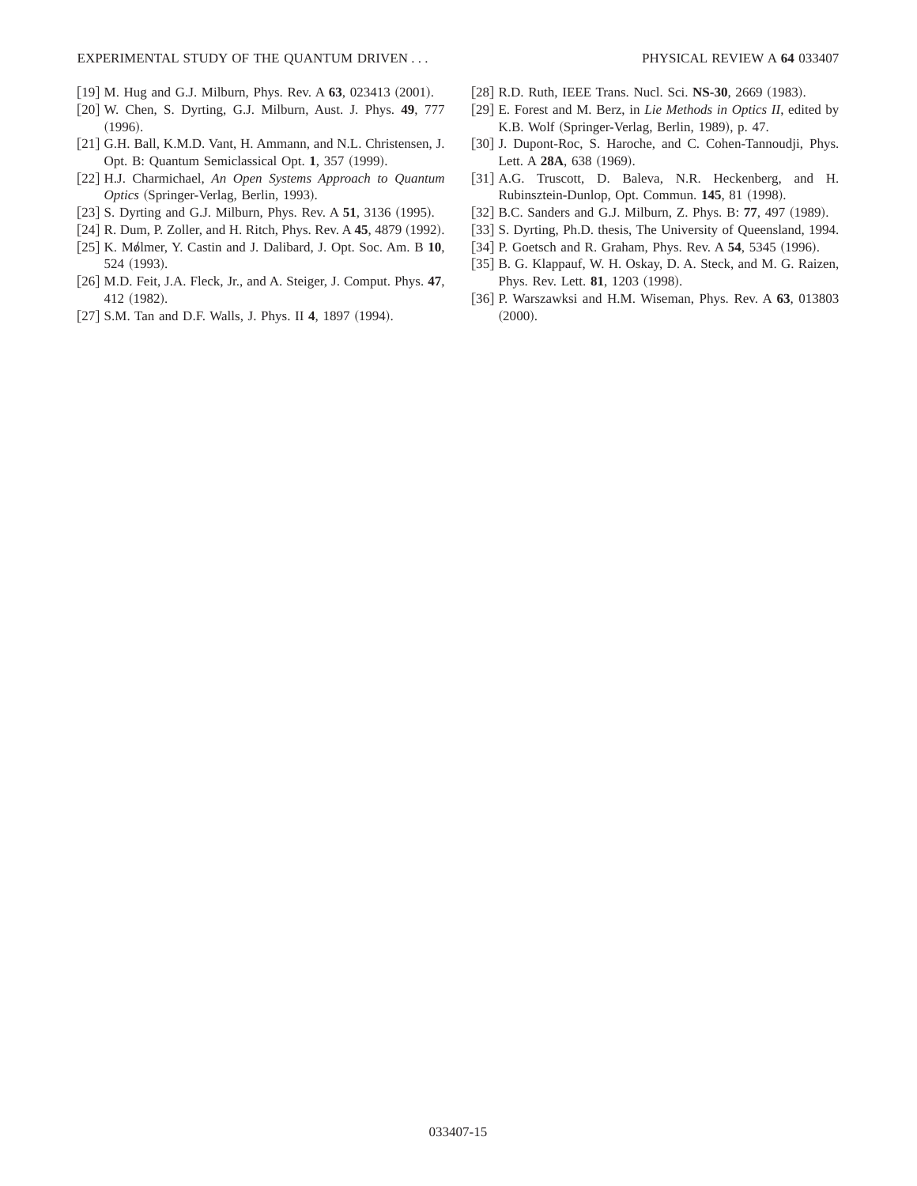[19] M. Hug and G.J. Milburn, Phys. Rev. A **63**, 023413 (2001).

[20] W. Chen, S. Dyrting, G.J. Milburn, Aust. J. Phys. **49**, 777 (1996).

[21] G.H. Ball, K.M.D. Vant, H. Ammann, and N.L. Christensen, J. Opt. B: Quantum Semiclassical Opt. **1**, 357 (1999).

[22] H.J. Charmichael, *An Open Systems Approach to Quantum Optics* (Springer-Verlag, Berlin, 1993).

[23] S. Dyrting and G.J. Milburn, Phys. Rev. A **51**, 3136 (1995).

[24] R. Dum, P. Zoller, and H. Ritch, Phys. Rev. A **45**, 4879 (1992).

[25] K. Mølmer, Y. Castin and J. Dalibard, J. Opt. Soc. Am. B **10**, 524 (1993).

[26] M.D. Feit, J.A. Fleck, Jr., and A. Steiger, J. Comput. Phys. **47**, 412 (1982).

[27] S.M. Tan and D.F. Walls, J. Phys. II **4**, 1897 (1994).

[28] R.D. Ruth, IEEE Trans. Nucl. Sci. **NS-30**, 2669 (1983).

[29] E. Forest and M. Berz, in *Lie Methods in Optics II*, edited by K.B. Wolf (Springer-Verlag, Berlin, 1989), p. 47.

[30] J. Dupont-Roc, S. Haroche, and C. Cohen-Tannoudji, Phys. Lett. A **28A**, 638 (1969).

[31] A.G. Truscott, D. Baleva, N.R. Heckenberg, and H. Rubinsztein-Dunlop, Opt. Commun. **145**, 81 (1998).

[32] B.C. Sanders and G.J. Milburn, Z. Phys. B: **77**, 497 (1989).

[33] S. Dyrting, Ph.D. thesis, The University of Queensland, 1994.

[34] P. Goetsch and R. Graham, Phys. Rev. A **54**, 5345 (1996).

[35] B. G. Klappauf, W. H. Oskay, D. A. Steck, and M. G. Raizen, Phys. Rev. Lett. **81**, 1203 (1998).

[36] P. Warszawksi and H.M. Wiseman, Phys. Rev. A **63**, 013803 (2000).